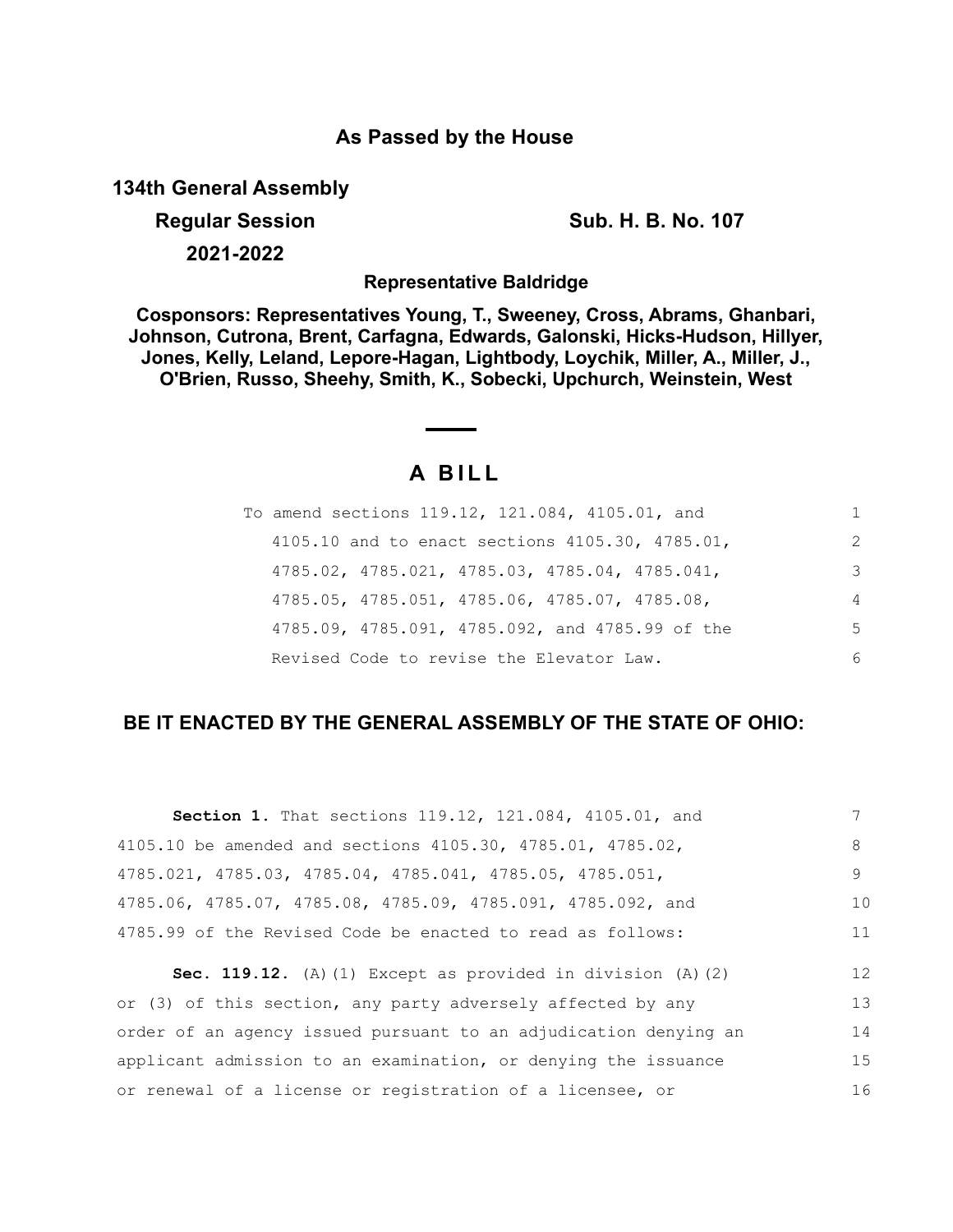**As Passed by the House**

**134th General Assembly**

**Regular Session** **Sub. H. B. No. 107**

**2021-2022**

**Representative Baldridge**

**Cosponsors: Representatives Young, T., Sweeney, Cross, Abrams, Ghanbari, Johnson, Cutrona, Brent, Carfagna, Edwards, Galonski, Hicks-Hudson, Hillyer, Jones, Kelly, Leland, Lepore-Hagan, Lightbody, Loychik, Miller, A., Miller, J., O'Brien, Russo, Sheehy, Smith, K., Sobecki, Upchurch, Weinstein, West**

# A BILL

To amend sections 119.12, 121.084, 4105.01, and 4105.10 and to enact sections 4105.30, 4785.01, 4785.02, 4785.021, 4785.03, 4785.04, 4785.041, 4785.05, 4785.051, 4785.06, 4785.07, 4785.08, 4785.09, 4785.091, 4785.092, and 4785.99 of the Revised Code to revise the Elevator Law.

**BE IT ENACTED BY THE GENERAL ASSEMBLY OF THE STATE OF OHIO:**

**Section 1.** That sections 119.12, 121.084, 4105.01, and 4105.10 be amended and sections 4105.30, 4785.01, 4785.02, 4785.021, 4785.03, 4785.04, 4785.041, 4785.05, 4785.051, 4785.06, 4785.07, 4785.08, 4785.09, 4785.091, 4785.092, and 4785.99 of the Revised Code be enacted to read as follows:

**Sec. 119.12.** (A)(1) Except as provided in division (A)(2) or (3) of this section, any party adversely affected by any order of an agency issued pursuant to an adjudication denying an applicant admission to an examination, or denying the issuance or renewal of a license or registration of a licensee, or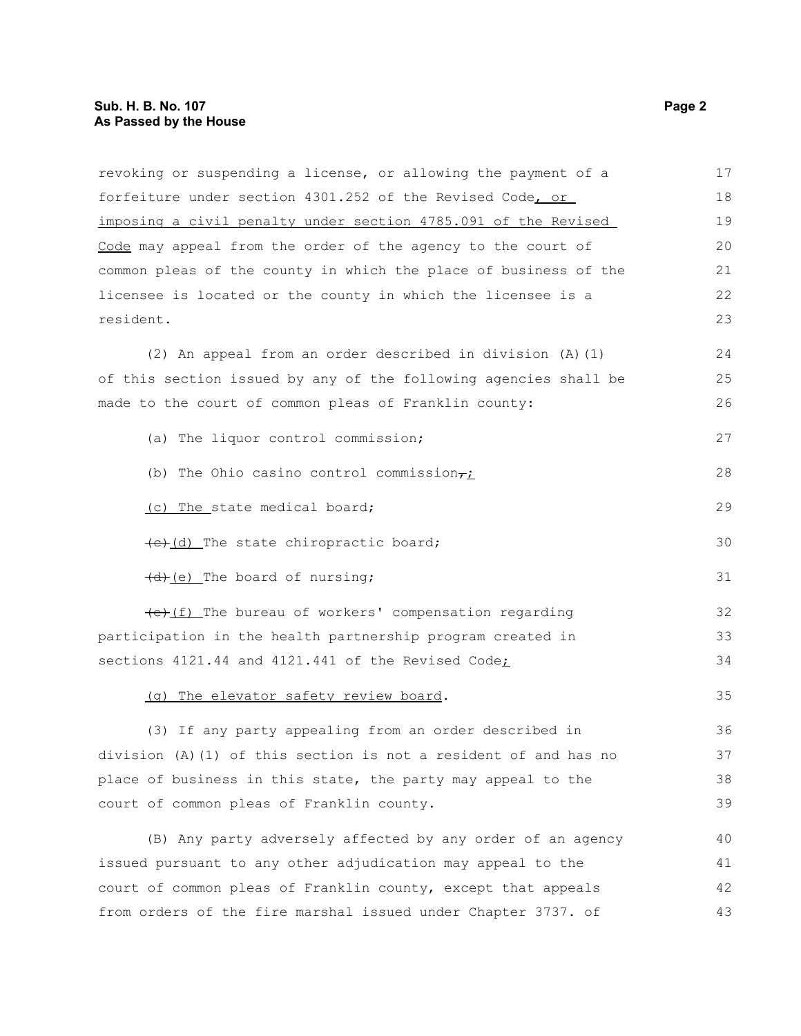revoking or suspending a license, or allowing the payment of a forfeiture under section 4301.252 of the Revised Code, or imposing a civil penalty under section 4785.091 of the Revised Code may appeal from the order of the agency to the court of common pleas of the county in which the place of business of the licensee is located or the county in which the licensee is a resident.

(2) An appeal from an order described in division (A)(1) of this section issued by any of the following agencies shall be made to the court of common pleas of Franklin county:

(a) The liquor control commission;

(b) The Ohio casino control commission,;

(c) The state medical board;

~~(c)~~(d) The state chiropractic board;

~~(d)~~(e) The board of nursing;

~~(e)~~(f) The bureau of workers' compensation regarding participation in the health partnership program created in sections 4121.44 and 4121.441 of the Revised Code;

(g) The elevator safety review board.

(3) If any party appealing from an order described in division (A)(1) of this section is not a resident of and has no place of business in this state, the party may appeal to the court of common pleas of Franklin county.

(B) Any party adversely affected by any order of an agency issued pursuant to any other adjudication may appeal to the court of common pleas of Franklin county, except that appeals from orders of the fire marshal issued under Chapter 3737. of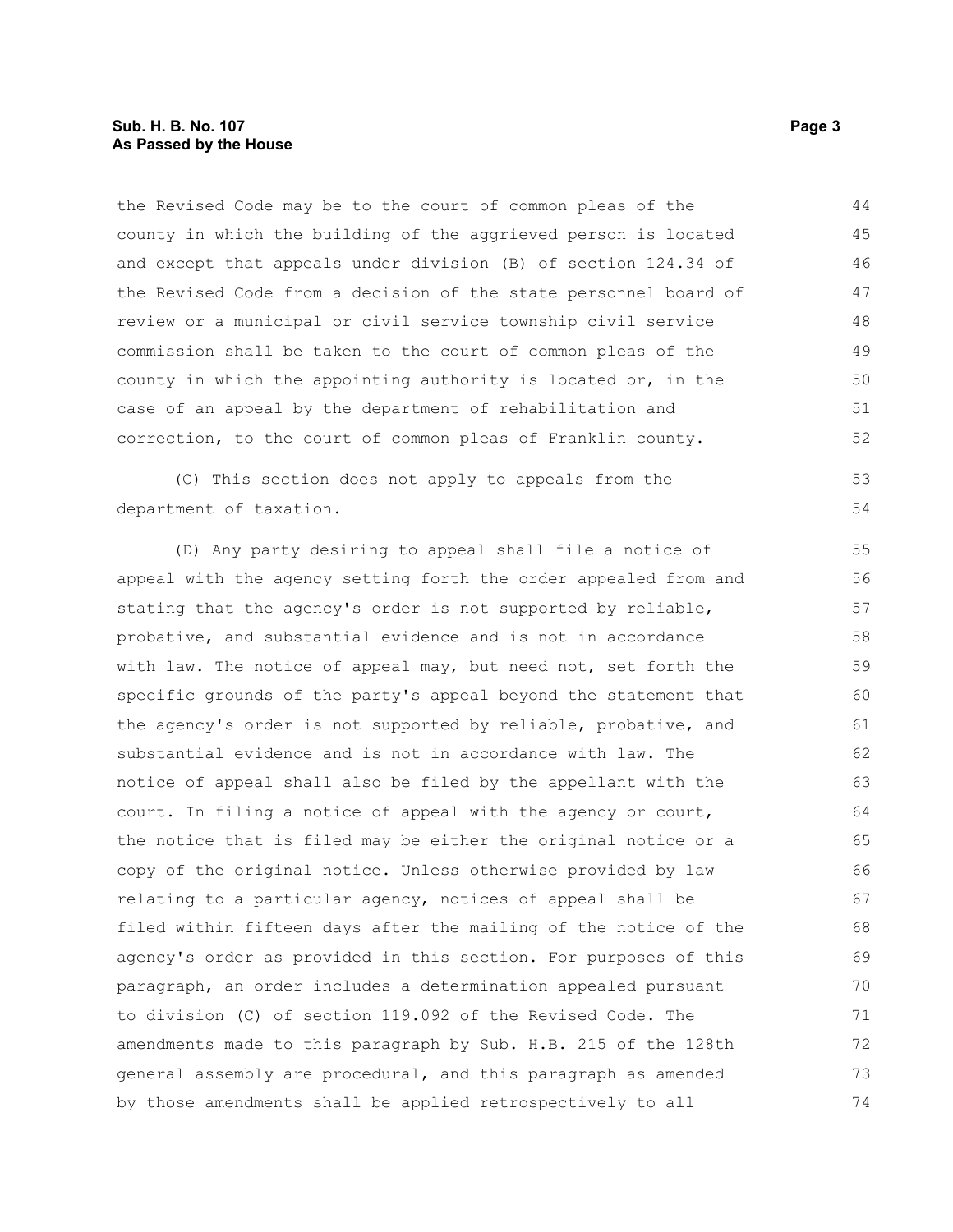the Revised Code may be to the court of common pleas of the county in which the building of the aggrieved person is located and except that appeals under division (B) of section 124.34 of the Revised Code from a decision of the state personnel board of review or a municipal or civil service township civil service commission shall be taken to the court of common pleas of the county in which the appointing authority is located or, in the case of an appeal by the department of rehabilitation and correction, to the court of common pleas of Franklin county.

(C) This section does not apply to appeals from the department of taxation.

(D) Any party desiring to appeal shall file a notice of appeal with the agency setting forth the order appealed from and stating that the agency's order is not supported by reliable, probative, and substantial evidence and is not in accordance with law. The notice of appeal may, but need not, set forth the specific grounds of the party's appeal beyond the statement that the agency's order is not supported by reliable, probative, and substantial evidence and is not in accordance with law. The notice of appeal shall also be filed by the appellant with the court. In filing a notice of appeal with the agency or court, the notice that is filed may be either the original notice or a copy of the original notice. Unless otherwise provided by law relating to a particular agency, notices of appeal shall be filed within fifteen days after the mailing of the notice of the agency's order as provided in this section. For purposes of this paragraph, an order includes a determination appealed pursuant to division (C) of section 119.092 of the Revised Code. The amendments made to this paragraph by Sub. H.B. 215 of the 128th general assembly are procedural, and this paragraph as amended by those amendments shall be applied retrospectively to all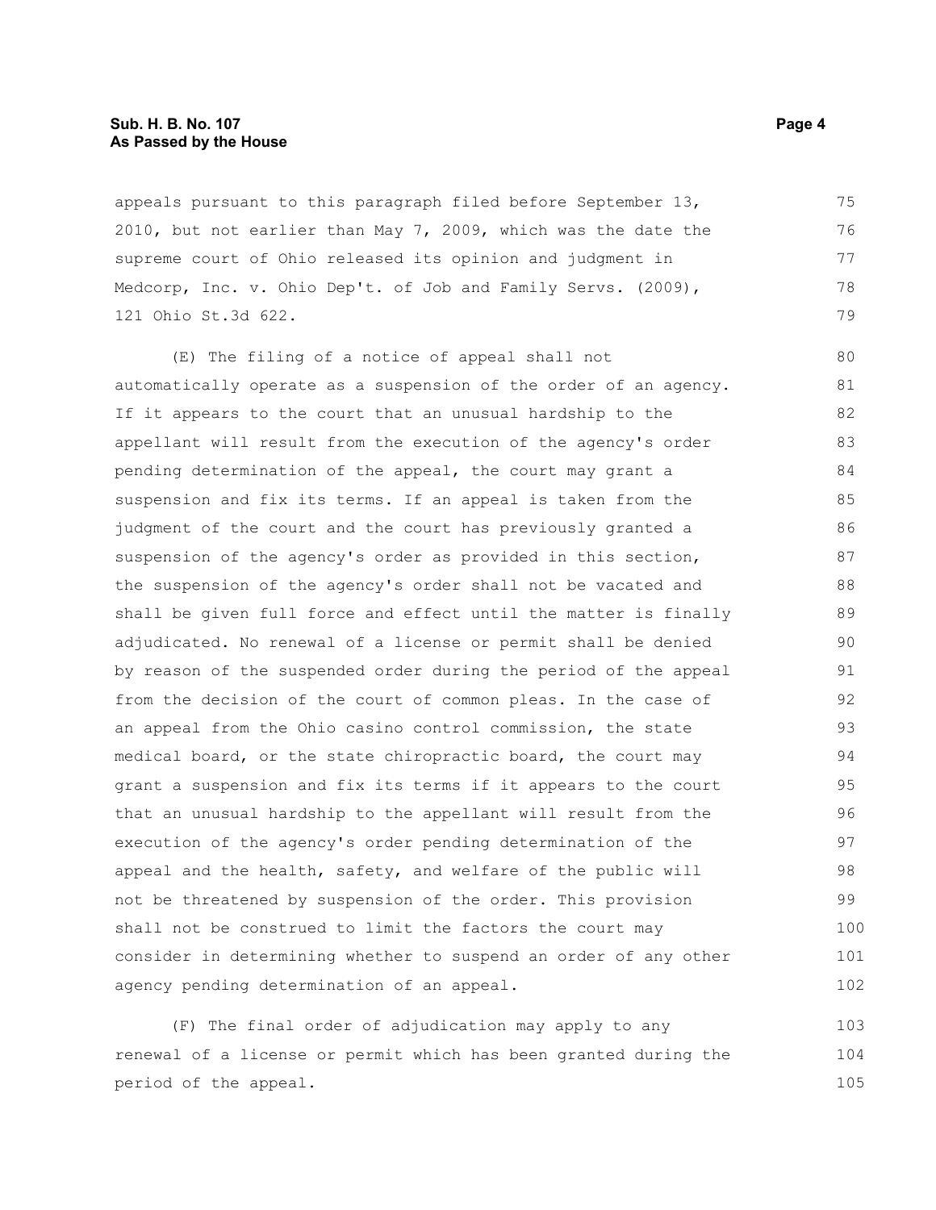appeals pursuant to this paragraph filed before September 13, 2010, but not earlier than May 7, 2009, which was the date the supreme court of Ohio released its opinion and judgment in Medcorp, Inc. v. Ohio Dep't. of Job and Family Servs. (2009), 121 Ohio St.3d 622.

(E) The filing of a notice of appeal shall not automatically operate as a suspension of the order of an agency. If it appears to the court that an unusual hardship to the appellant will result from the execution of the agency's order pending determination of the appeal, the court may grant a suspension and fix its terms. If an appeal is taken from the judgment of the court and the court has previously granted a suspension of the agency's order as provided in this section, the suspension of the agency's order shall not be vacated and shall be given full force and effect until the matter is finally adjudicated. No renewal of a license or permit shall be denied by reason of the suspended order during the period of the appeal from the decision of the court of common pleas. In the case of an appeal from the Ohio casino control commission, the state medical board, or the state chiropractic board, the court may grant a suspension and fix its terms if it appears to the court that an unusual hardship to the appellant will result from the execution of the agency's order pending determination of the appeal and the health, safety, and welfare of the public will not be threatened by suspension of the order. This provision shall not be construed to limit the factors the court may consider in determining whether to suspend an order of any other agency pending determination of an appeal.

(F) The final order of adjudication may apply to any renewal of a license or permit which has been granted during the period of the appeal.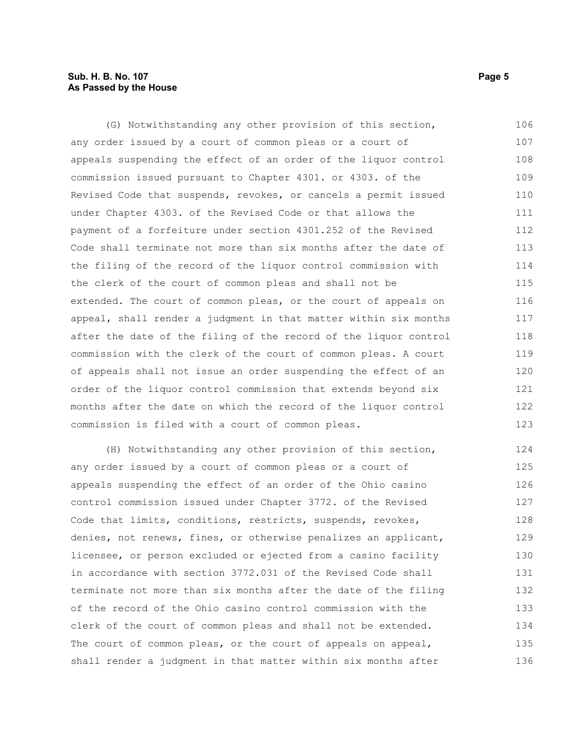(G) Notwithstanding any other provision of this section, any order issued by a court of common pleas or a court of appeals suspending the effect of an order of the liquor control commission issued pursuant to Chapter 4301. or 4303. of the Revised Code that suspends, revokes, or cancels a permit issued under Chapter 4303. of the Revised Code or that allows the payment of a forfeiture under section 4301.252 of the Revised Code shall terminate not more than six months after the date of the filing of the record of the liquor control commission with the clerk of the court of common pleas and shall not be extended. The court of common pleas, or the court of appeals on appeal, shall render a judgment in that matter within six months after the date of the filing of the record of the liquor control commission with the clerk of the court of common pleas. A court of appeals shall not issue an order suspending the effect of an order of the liquor control commission that extends beyond six months after the date on which the record of the liquor control commission is filed with a court of common pleas.

(H) Notwithstanding any other provision of this section, any order issued by a court of common pleas or a court of appeals suspending the effect of an order of the Ohio casino control commission issued under Chapter 3772. of the Revised Code that limits, conditions, restricts, suspends, revokes, denies, not renews, fines, or otherwise penalizes an applicant, licensee, or person excluded or ejected from a casino facility in accordance with section 3772.031 of the Revised Code shall terminate not more than six months after the date of the filing of the record of the Ohio casino control commission with the clerk of the court of common pleas and shall not be extended. The court of common pleas, or the court of appeals on appeal, shall render a judgment in that matter within six months after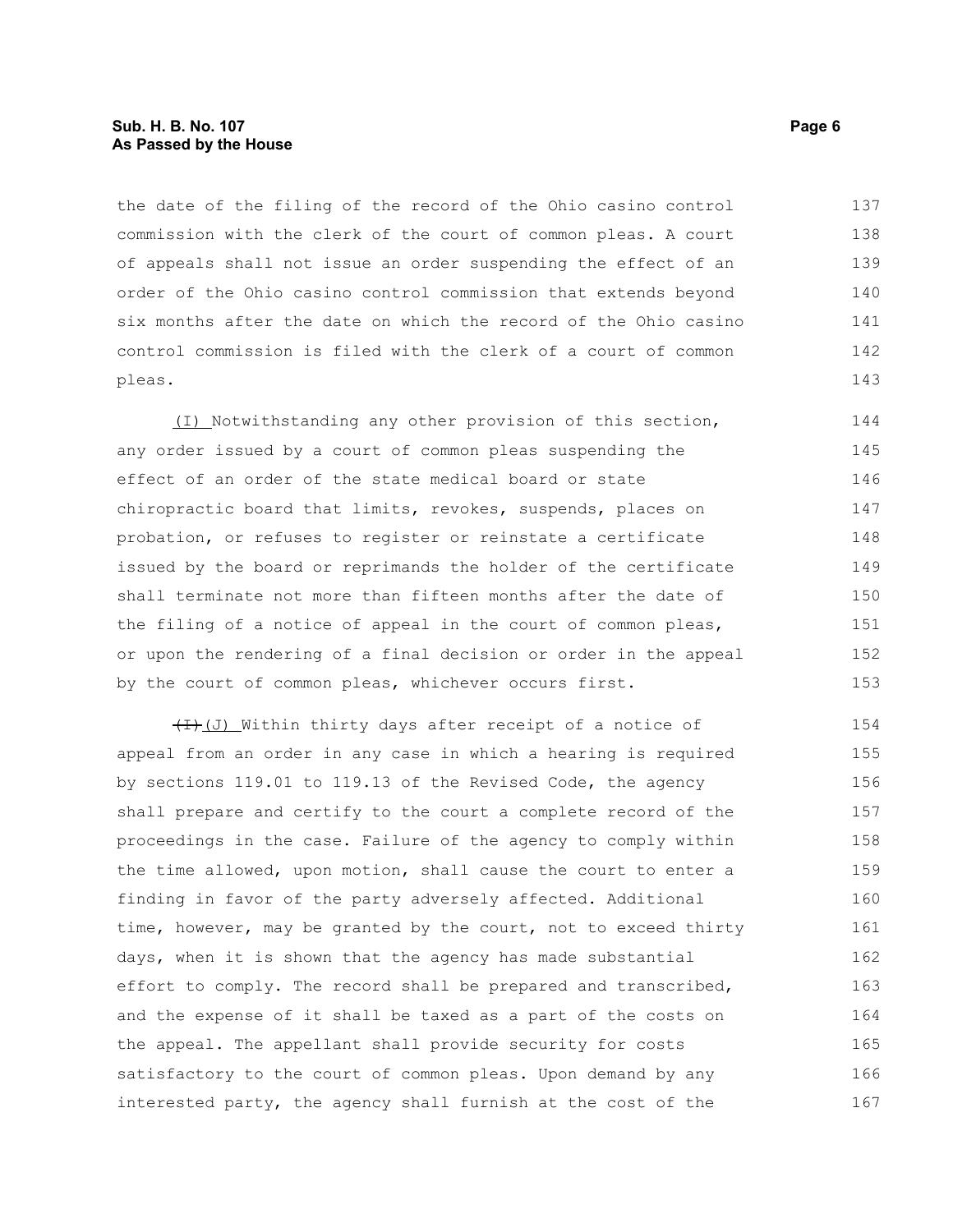the date of the filing of the record of the Ohio casino control commission with the clerk of the court of common pleas. A court of appeals shall not issue an order suspending the effect of an order of the Ohio casino control commission that extends beyond six months after the date on which the record of the Ohio casino control commission is filed with the clerk of a court of common pleas.

(I) Notwithstanding any other provision of this section, any order issued by a court of common pleas suspending the effect of an order of the state medical board or state chiropractic board that limits, revokes, suspends, places on probation, or refuses to register or reinstate a certificate issued by the board or reprimands the holder of the certificate shall terminate not more than fifteen months after the date of the filing of a notice of appeal in the court of common pleas, or upon the rendering of a final decision or order in the appeal by the court of common pleas, whichever occurs first.

~~(I)~~ (J) Within thirty days after receipt of a notice of appeal from an order in any case in which a hearing is required by sections 119.01 to 119.13 of the Revised Code, the agency shall prepare and certify to the court a complete record of the proceedings in the case. Failure of the agency to comply within the time allowed, upon motion, shall cause the court to enter a finding in favor of the party adversely affected. Additional time, however, may be granted by the court, not to exceed thirty days, when it is shown that the agency has made substantial effort to comply. The record shall be prepared and transcribed, and the expense of it shall be taxed as a part of the costs on the appeal. The appellant shall provide security for costs satisfactory to the court of common pleas. Upon demand by any interested party, the agency shall furnish at the cost of the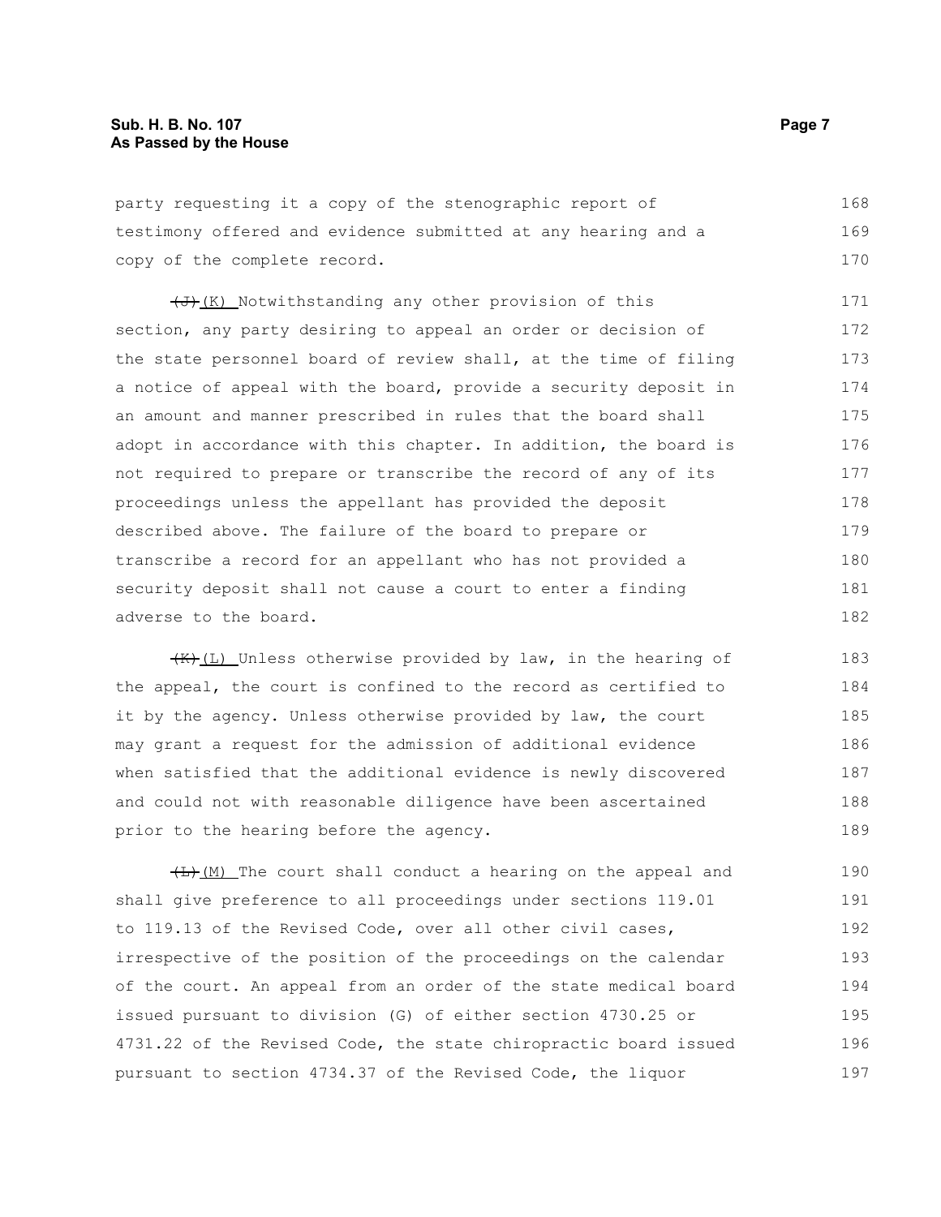party requesting it a copy of the stenographic report of testimony offered and evidence submitted at any hearing and a copy of the complete record.

~~(J)~~ (K) Notwithstanding any other provision of this section, any party desiring to appeal an order or decision of the state personnel board of review shall, at the time of filing a notice of appeal with the board, provide a security deposit in an amount and manner prescribed in rules that the board shall adopt in accordance with this chapter. In addition, the board is not required to prepare or transcribe the record of any of its proceedings unless the appellant has provided the deposit described above. The failure of the board to prepare or transcribe a record for an appellant who has not provided a security deposit shall not cause a court to enter a finding adverse to the board.

~~(K)~~ (L) Unless otherwise provided by law, in the hearing of the appeal, the court is confined to the record as certified to it by the agency. Unless otherwise provided by law, the court may grant a request for the admission of additional evidence when satisfied that the additional evidence is newly discovered and could not with reasonable diligence have been ascertained prior to the hearing before the agency.

~~(L)~~ (M) The court shall conduct a hearing on the appeal and shall give preference to all proceedings under sections 119.01 to 119.13 of the Revised Code, over all other civil cases, irrespective of the position of the proceedings on the calendar of the court. An appeal from an order of the state medical board issued pursuant to division (G) of either section 4730.25 or 4731.22 of the Revised Code, the state chiropractic board issued pursuant to section 4734.37 of the Revised Code, the liquor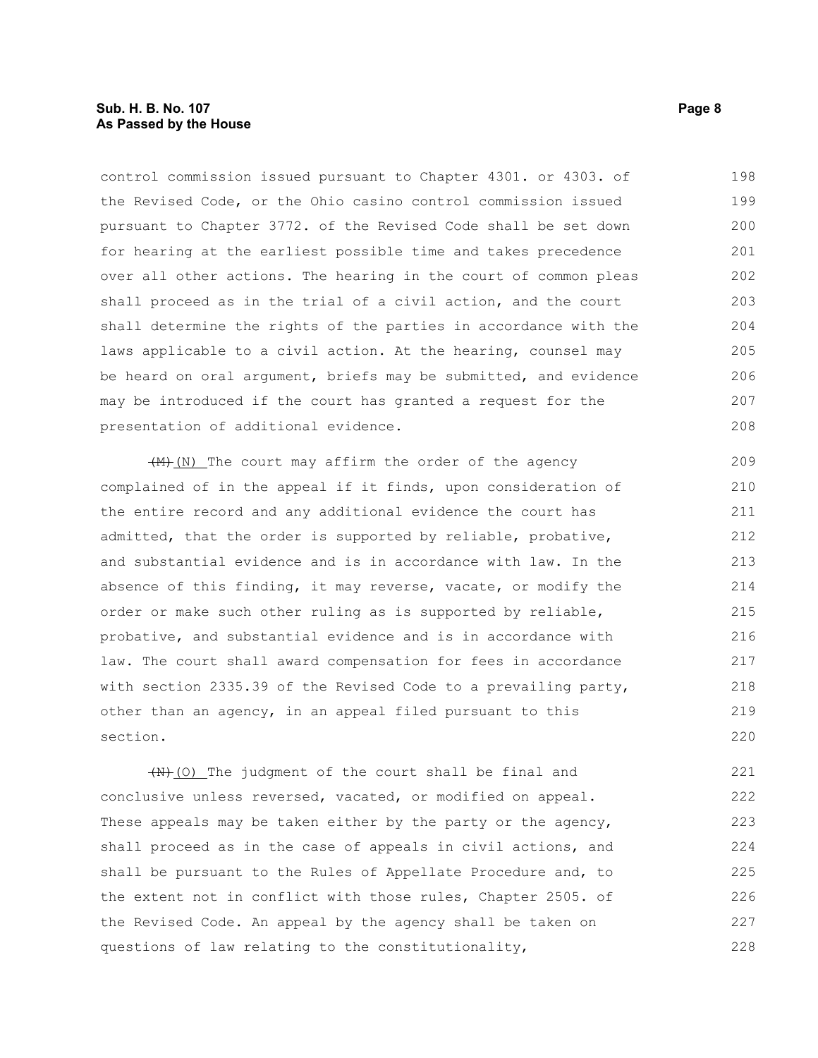control commission issued pursuant to Chapter 4301. or 4303. of the Revised Code, or the Ohio casino control commission issued pursuant to Chapter 3772. of the Revised Code shall be set down for hearing at the earliest possible time and takes precedence over all other actions. The hearing in the court of common pleas shall proceed as in the trial of a civil action, and the court shall determine the rights of the parties in accordance with the laws applicable to a civil action. At the hearing, counsel may be heard on oral argument, briefs may be submitted, and evidence may be introduced if the court has granted a request for the presentation of additional evidence.

~~(M)~~ (N) The court may affirm the order of the agency complained of in the appeal if it finds, upon consideration of the entire record and any additional evidence the court has admitted, that the order is supported by reliable, probative, and substantial evidence and is in accordance with law. In the absence of this finding, it may reverse, vacate, or modify the order or make such other ruling as is supported by reliable, probative, and substantial evidence and is in accordance with law. The court shall award compensation for fees in accordance with section 2335.39 of the Revised Code to a prevailing party, other than an agency, in an appeal filed pursuant to this section.

~~(N)~~ (O) The judgment of the court shall be final and conclusive unless reversed, vacated, or modified on appeal. These appeals may be taken either by the party or the agency, shall proceed as in the case of appeals in civil actions, and shall be pursuant to the Rules of Appellate Procedure and, to the extent not in conflict with those rules, Chapter 2505. of the Revised Code. An appeal by the agency shall be taken on questions of law relating to the constitutionality,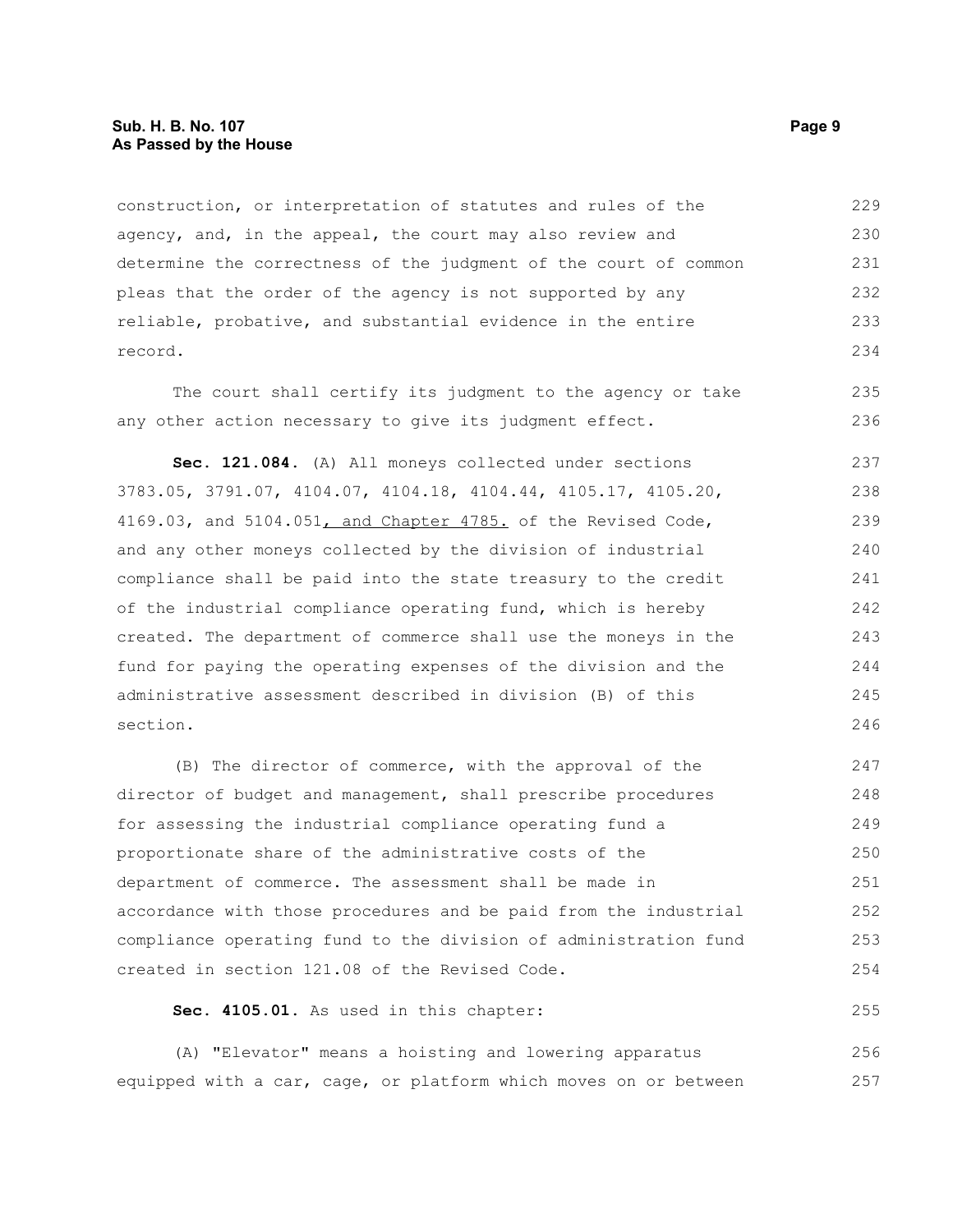construction, or interpretation of statutes and rules of the agency, and, in the appeal, the court may also review and determine the correctness of the judgment of the court of common pleas that the order of the agency is not supported by any reliable, probative, and substantial evidence in the entire record.

The court shall certify its judgment to the agency or take any other action necessary to give its judgment effect.

**Sec. 121.084.** (A) All moneys collected under sections 3783.05, 3791.07, 4104.07, 4104.18, 4104.44, 4105.17, 4105.20, 4169.03, and 5104.051, and Chapter 4785. of the Revised Code, and any other moneys collected by the division of industrial compliance shall be paid into the state treasury to the credit of the industrial compliance operating fund, which is hereby created. The department of commerce shall use the moneys in the fund for paying the operating expenses of the division and the administrative assessment described in division (B) of this section.

(B) The director of commerce, with the approval of the director of budget and management, shall prescribe procedures for assessing the industrial compliance operating fund a proportionate share of the administrative costs of the department of commerce. The assessment shall be made in accordance with those procedures and be paid from the industrial compliance operating fund to the division of administration fund created in section 121.08 of the Revised Code.

**Sec. 4105.01.** As used in this chapter:

(A) "Elevator" means a hoisting and lowering apparatus equipped with a car, cage, or platform which moves on or between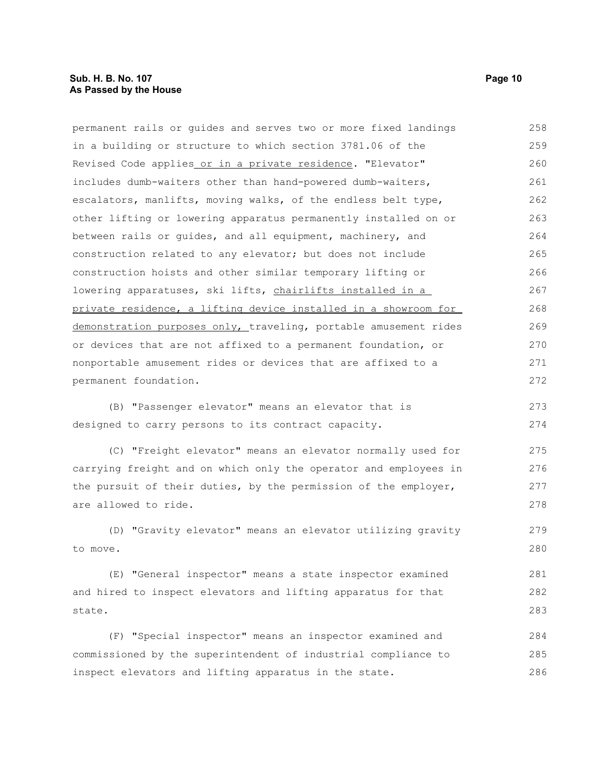permanent rails or guides and serves two or more fixed landings in a building or structure to which section 3781.06 of the Revised Code applies or in a private residence. "Elevator" includes dumb-waiters other than hand-powered dumb-waiters, escalators, manlifts, moving walks, of the endless belt type, other lifting or lowering apparatus permanently installed on or between rails or guides, and all equipment, machinery, and construction related to any elevator; but does not include construction hoists and other similar temporary lifting or lowering apparatuses, ski lifts, chairlifts installed in a private residence, a lifting device installed in a showroom for demonstration purposes only, traveling, portable amusement rides or devices that are not affixed to a permanent foundation, or nonportable amusement rides or devices that are affixed to a permanent foundation.

(B) "Passenger elevator" means an elevator that is designed to carry persons to its contract capacity.

(C) "Freight elevator" means an elevator normally used for carrying freight and on which only the operator and employees in the pursuit of their duties, by the permission of the employer, are allowed to ride.

(D) "Gravity elevator" means an elevator utilizing gravity to move.

(E) "General inspector" means a state inspector examined and hired to inspect elevators and lifting apparatus for that state.

(F) "Special inspector" means an inspector examined and commissioned by the superintendent of industrial compliance to inspect elevators and lifting apparatus in the state.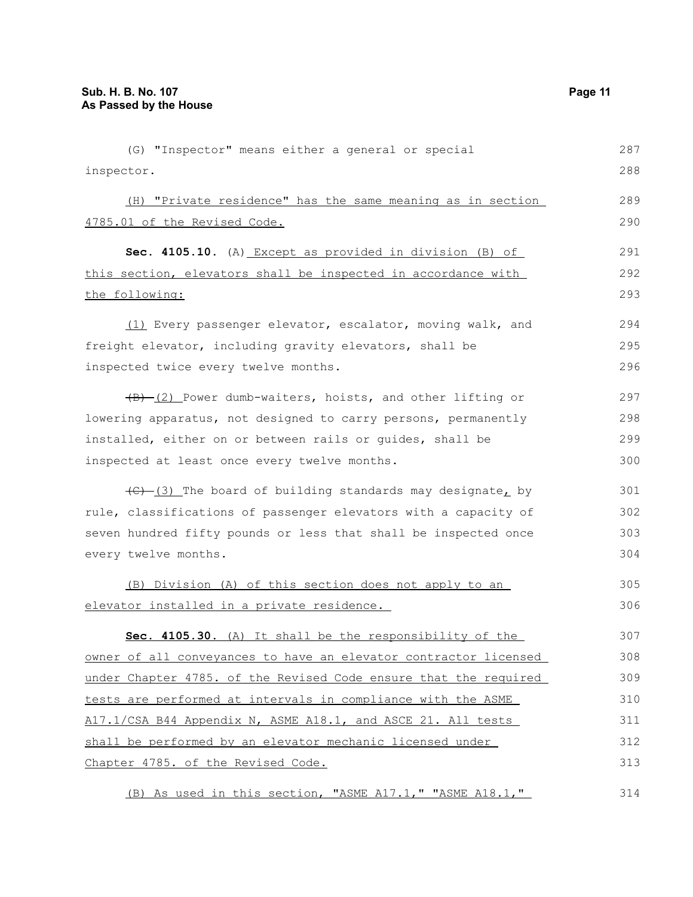(G) "Inspector" means either a general or special inspector.

(H) "Private residence" has the same meaning as in section 4785.01 of the Revised Code.

**Sec. 4105.10.** (A) Except as provided in division (B) of this section, elevators shall be inspected in accordance with the following:

(1) Every passenger elevator, escalator, moving walk, and freight elevator, including gravity elevators, shall be inspected twice every twelve months.

~~(B)~~ (2) Power dumb-waiters, hoists, and other lifting or lowering apparatus, not designed to carry persons, permanently installed, either on or between rails or guides, shall be inspected at least once every twelve months.

~~(C)~~ (3) The board of building standards may designate, by rule, classifications of passenger elevators with a capacity of seven hundred fifty pounds or less that shall be inspected once every twelve months.

(B) Division (A) of this section does not apply to an elevator installed in a private residence.

**Sec. 4105.30.** (A) It shall be the responsibility of the owner of all conveyances to have an elevator contractor licensed under Chapter 4785. of the Revised Code ensure that the required tests are performed at intervals in compliance with the ASME A17.1/CSA B44 Appendix N, ASME A18.1, and ASCE 21. All tests shall be performed by an elevator mechanic licensed under Chapter 4785. of the Revised Code.

(B) As used in this section, "ASME A17.1," "ASME A18.1,"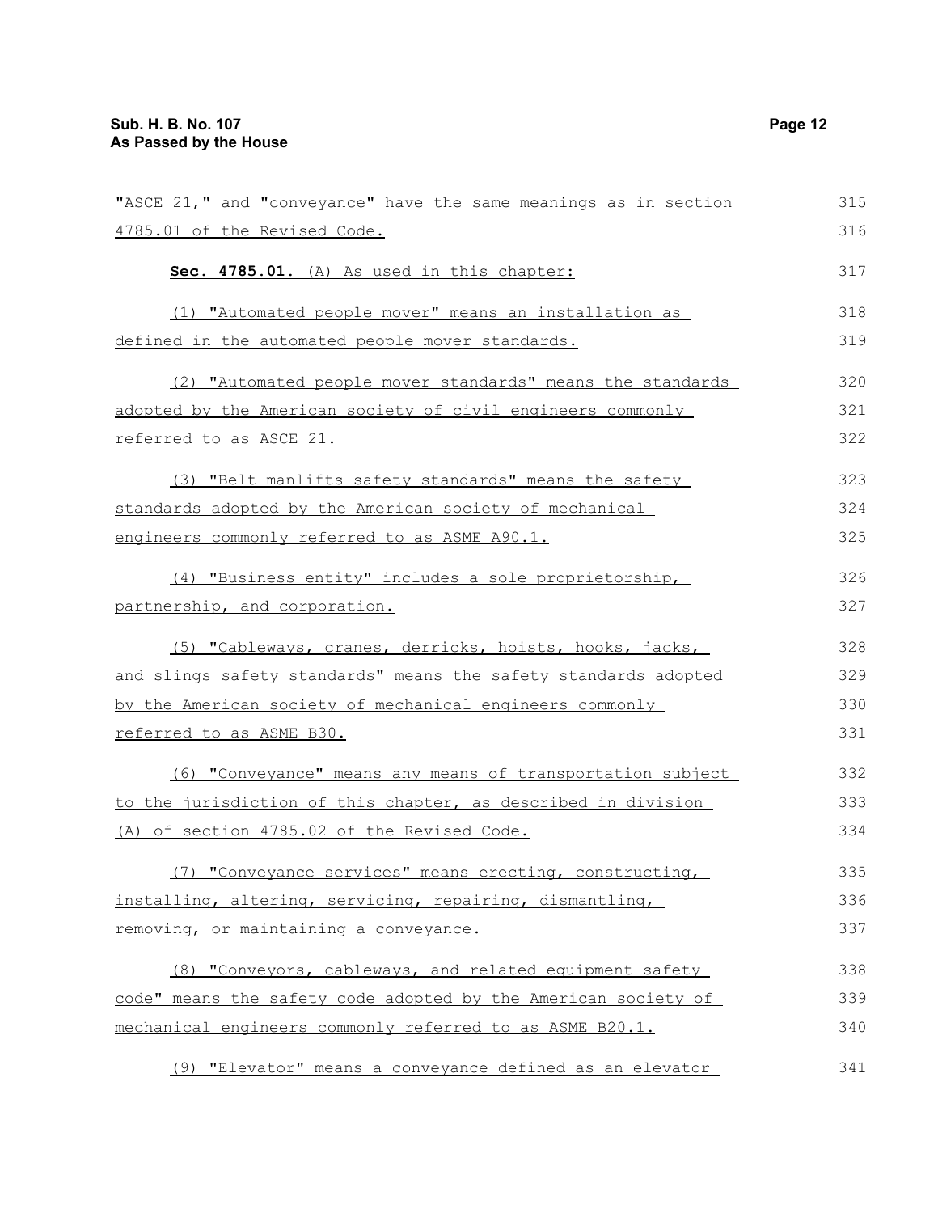"ASCE 21," and "conveyance" have the same meanings as in section 4785.01 of the Revised Code.

**Sec. 4785.01.** (A) As used in this chapter:

(1) "Automated people mover" means an installation as defined in the automated people mover standards.

(2) "Automated people mover standards" means the standards adopted by the American society of civil engineers commonly referred to as ASCE 21.

(3) "Belt manlifts safety standards" means the safety standards adopted by the American society of mechanical engineers commonly referred to as ASME A90.1.

(4) "Business entity" includes a sole proprietorship, partnership, and corporation.

(5) "Cableways, cranes, derricks, hoists, hooks, jacks, and slings safety standards" means the safety standards adopted by the American society of mechanical engineers commonly referred to as ASME B30.

(6) "Conveyance" means any means of transportation subject to the jurisdiction of this chapter, as described in division (A) of section 4785.02 of the Revised Code.

(7) "Conveyance services" means erecting, constructing, installing, altering, servicing, repairing, dismantling, removing, or maintaining a conveyance.

(8) "Conveyors, cableways, and related equipment safety code" means the safety code adopted by the American society of mechanical engineers commonly referred to as ASME B20.1.

(9) "Elevator" means a conveyance defined as an elevator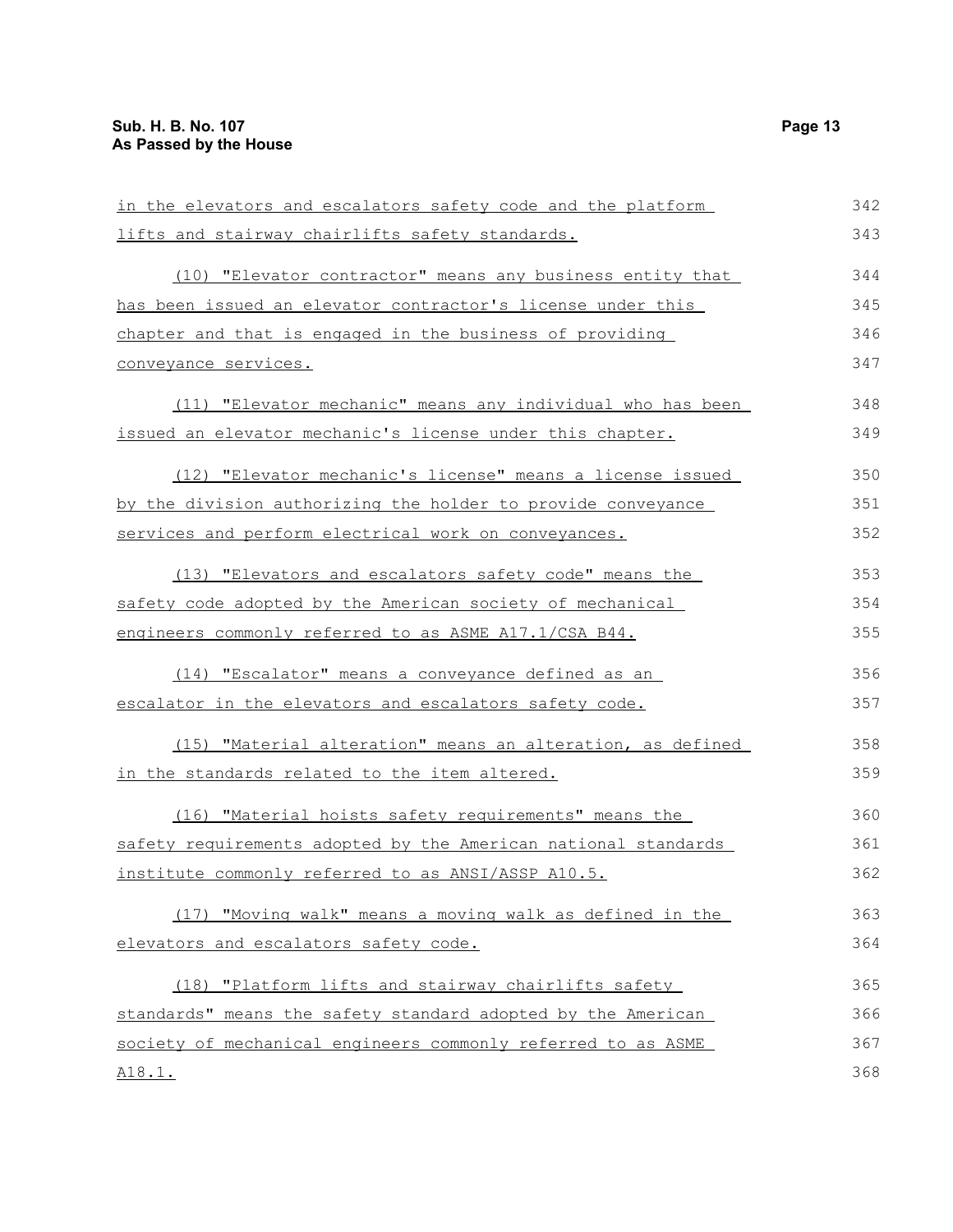in the elevators and escalators safety code and the platform lifts and stairway chairlifts safety standards.

(10) "Elevator contractor" means any business entity that has been issued an elevator contractor's license under this chapter and that is engaged in the business of providing conveyance services.

(11) "Elevator mechanic" means any individual who has been issued an elevator mechanic's license under this chapter.

(12) "Elevator mechanic's license" means a license issued by the division authorizing the holder to provide conveyance services and perform electrical work on conveyances.

(13) "Elevators and escalators safety code" means the safety code adopted by the American society of mechanical engineers commonly referred to as ASME A17.1/CSA B44.

(14) "Escalator" means a conveyance defined as an escalator in the elevators and escalators safety code.

(15) "Material alteration" means an alteration, as defined in the standards related to the item altered.

(16) "Material hoists safety requirements" means the safety requirements adopted by the American national standards institute commonly referred to as ANSI/ASSP A10.5.

(17) "Moving walk" means a moving walk as defined in the elevators and escalators safety code.

(18) "Platform lifts and stairway chairlifts safety standards" means the safety standard adopted by the American society of mechanical engineers commonly referred to as ASME A18.1.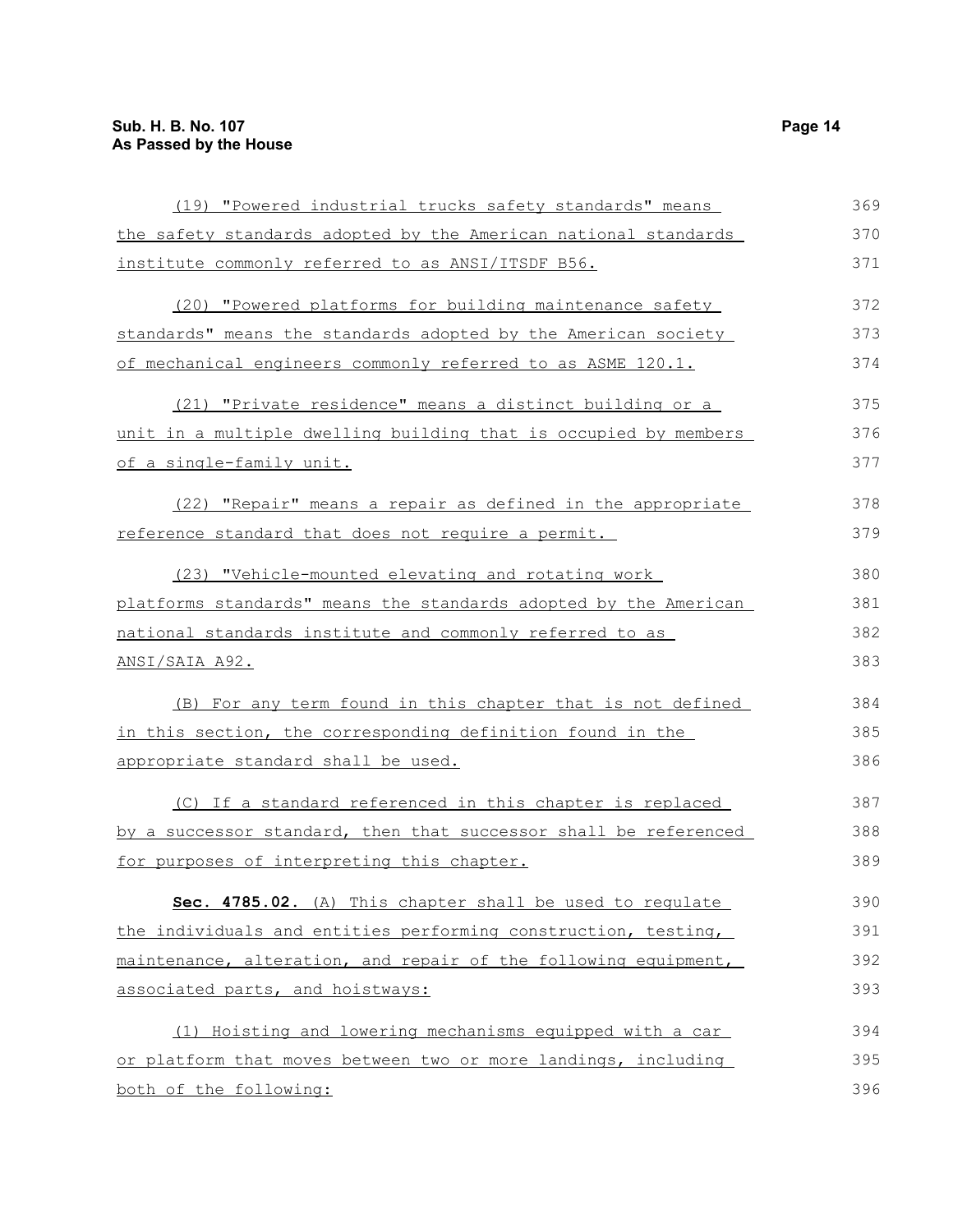(19) "Powered industrial trucks safety standards" means the safety standards adopted by the American national standards institute commonly referred to as ANSI/ITSDF B56.

(20) "Powered platforms for building maintenance safety standards" means the standards adopted by the American society of mechanical engineers commonly referred to as ASME 120.1.

(21) "Private residence" means a distinct building or a unit in a multiple dwelling building that is occupied by members of a single-family unit.

(22) "Repair" means a repair as defined in the appropriate reference standard that does not require a permit.

(23) "Vehicle-mounted elevating and rotating work platforms standards" means the standards adopted by the American national standards institute and commonly referred to as ANSI/SAIA A92.

(B) For any term found in this chapter that is not defined in this section, the corresponding definition found in the appropriate standard shall be used.

(C) If a standard referenced in this chapter is replaced by a successor standard, then that successor shall be referenced for purposes of interpreting this chapter.

**Sec. 4785.02.** (A) This chapter shall be used to regulate the individuals and entities performing construction, testing, maintenance, alteration, and repair of the following equipment, associated parts, and hoistways:

(1) Hoisting and lowering mechanisms equipped with a car or platform that moves between two or more landings, including both of the following: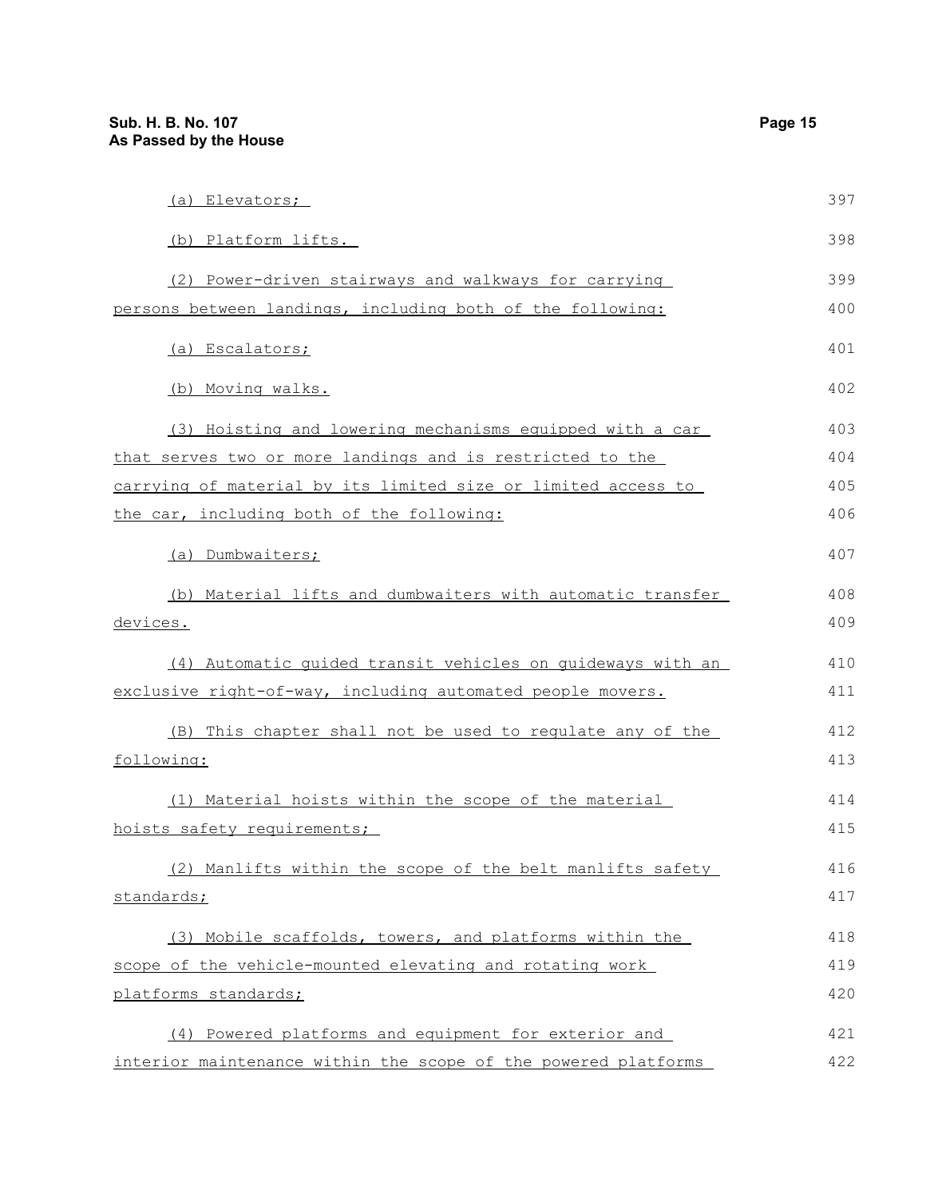(a) Elevators;

(b) Platform lifts.

(2) Power-driven stairways and walkways for carrying persons between landings, including both of the following:

(a) Escalators;

(b) Moving walks.

(3) Hoisting and lowering mechanisms equipped with a car that serves two or more landings and is restricted to the carrying of material by its limited size or limited access to the car, including both of the following:

(a) Dumbwaiters;

(b) Material lifts and dumbwaiters with automatic transfer devices.

(4) Automatic guided transit vehicles on guideways with an exclusive right-of-way, including automated people movers.

(B) This chapter shall not be used to regulate any of the following:

(1) Material hoists within the scope of the material hoists safety requirements;

(2) Manlifts within the scope of the belt manlifts safety standards;

(3) Mobile scaffolds, towers, and platforms within the scope of the vehicle-mounted elevating and rotating work platforms standards;

(4) Powered platforms and equipment for exterior and interior maintenance within the scope of the powered platforms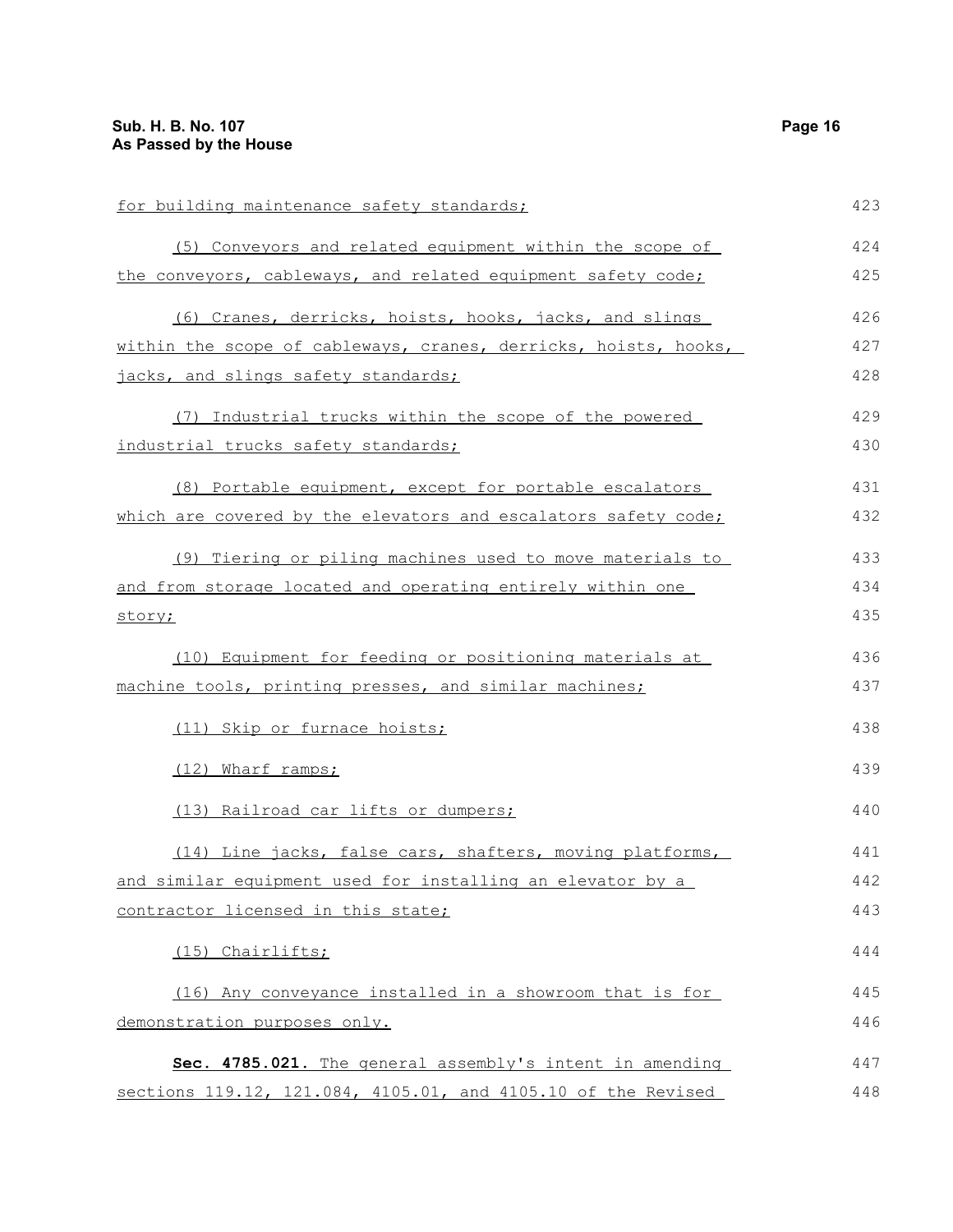for building maintenance safety standards;

(5) Conveyors and related equipment within the scope of the conveyors, cableways, and related equipment safety code;

(6) Cranes, derricks, hoists, hooks, jacks, and slings within the scope of cableways, cranes, derricks, hoists, hooks, jacks, and slings safety standards;

(7) Industrial trucks within the scope of the powered industrial trucks safety standards;

(8) Portable equipment, except for portable escalators which are covered by the elevators and escalators safety code;

(9) Tiering or piling machines used to move materials to and from storage located and operating entirely within one story;

(10) Equipment for feeding or positioning materials at machine tools, printing presses, and similar machines;

(11) Skip or furnace hoists;

(12) Wharf ramps;

(13) Railroad car lifts or dumpers;

(14) Line jacks, false cars, shafters, moving platforms, and similar equipment used for installing an elevator by a contractor licensed in this state;

(15) Chairlifts;

(16) Any conveyance installed in a showroom that is for demonstration purposes only.

**Sec. 4785.021.** The general assembly's intent in amending sections 119.12, 121.084, 4105.01, and 4105.10 of the Revised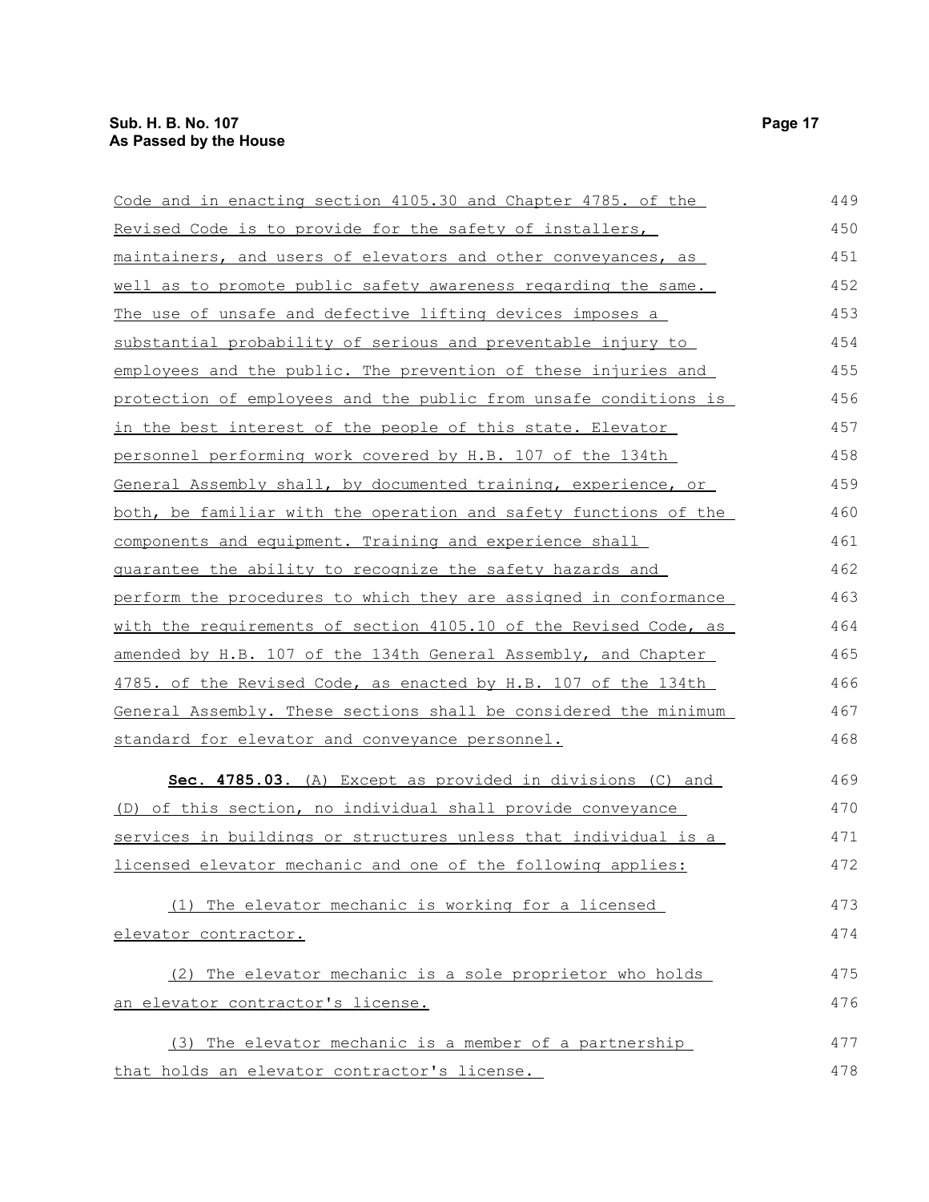Code and in enacting section 4105.30 and Chapter 4785. of the Revised Code is to provide for the safety of installers, maintainers, and users of elevators and other conveyances, as well as to promote public safety awareness regarding the same. The use of unsafe and defective lifting devices imposes a substantial probability of serious and preventable injury to employees and the public. The prevention of these injuries and protection of employees and the public from unsafe conditions is in the best interest of the people of this state. Elevator personnel performing work covered by H.B. 107 of the 134th General Assembly shall, by documented training, experience, or both, be familiar with the operation and safety functions of the components and equipment. Training and experience shall guarantee the ability to recognize the safety hazards and perform the procedures to which they are assigned in conformance with the requirements of section 4105.10 of the Revised Code, as amended by H.B. 107 of the 134th General Assembly, and Chapter 4785. of the Revised Code, as enacted by H.B. 107 of the 134th General Assembly. These sections shall be considered the minimum standard for elevator and conveyance personnel.

**Sec. 4785.03.** (A) Except as provided in divisions (C) and (D) of this section, no individual shall provide conveyance services in buildings or structures unless that individual is a licensed elevator mechanic and one of the following applies:

(1) The elevator mechanic is working for a licensed elevator contractor.

(2) The elevator mechanic is a sole proprietor who holds an elevator contractor's license.

(3) The elevator mechanic is a member of a partnership that holds an elevator contractor's license.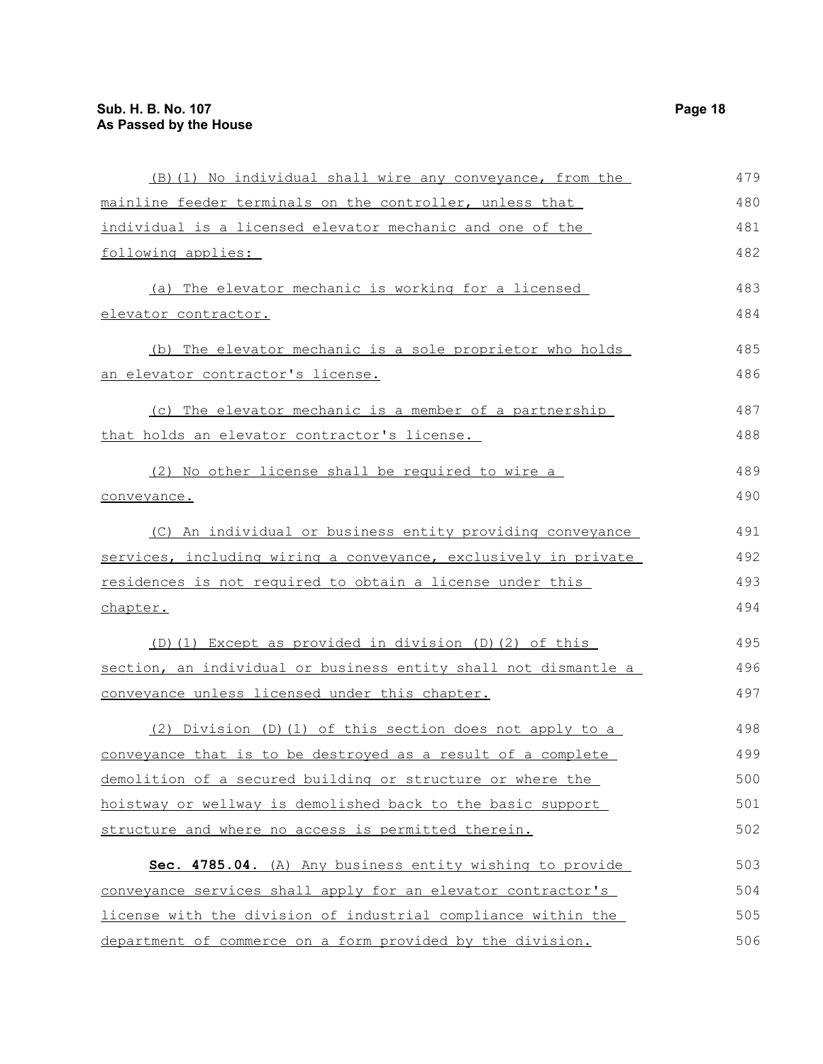(B)(1) No individual shall wire any conveyance, from the mainline feeder terminals on the controller, unless that individual is a licensed elevator mechanic and one of the following applies:

(a) The elevator mechanic is working for a licensed elevator contractor.

(b) The elevator mechanic is a sole proprietor who holds an elevator contractor's license.

(c) The elevator mechanic is a member of a partnership that holds an elevator contractor's license.

(2) No other license shall be required to wire a conveyance.

(C) An individual or business entity providing conveyance services, including wiring a conveyance, exclusively in private residences is not required to obtain a license under this chapter.

(D)(1) Except as provided in division (D)(2) of this section, an individual or business entity shall not dismantle a conveyance unless licensed under this chapter.

(2) Division (D)(1) of this section does not apply to a conveyance that is to be destroyed as a result of a complete demolition of a secured building or structure or where the hoistway or wellway is demolished back to the basic support structure and where no access is permitted therein.

**Sec. 4785.04.** (A) Any business entity wishing to provide conveyance services shall apply for an elevator contractor's license with the division of industrial compliance within the department of commerce on a form provided by the division.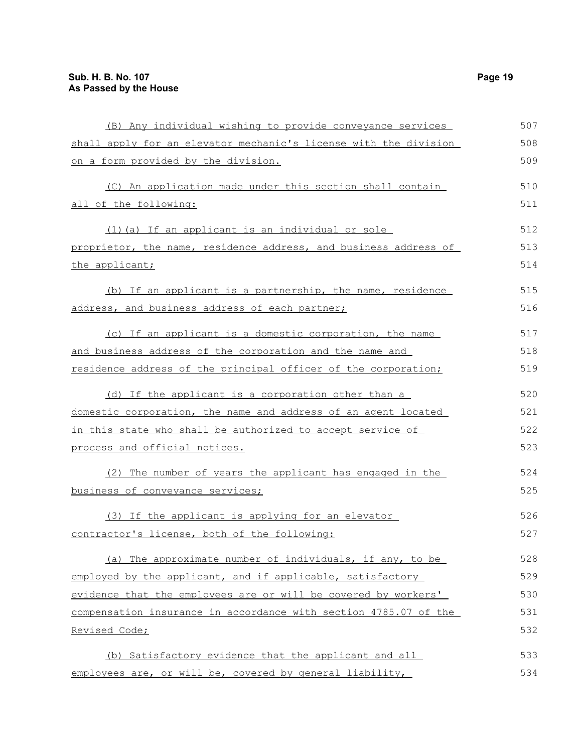(B) Any individual wishing to provide conveyance services shall apply for an elevator mechanic's license with the division on a form provided by the division.

(C) An application made under this section shall contain all of the following:

(1)(a) If an applicant is an individual or sole proprietor, the name, residence address, and business address of the applicant;

(b) If an applicant is a partnership, the name, residence address, and business address of each partner;

(c) If an applicant is a domestic corporation, the name and business address of the corporation and the name and residence address of the principal officer of the corporation;

(d) If the applicant is a corporation other than a domestic corporation, the name and address of an agent located in this state who shall be authorized to accept service of process and official notices.

(2) The number of years the applicant has engaged in the business of conveyance services;

(3) If the applicant is applying for an elevator contractor's license, both of the following:

(a) The approximate number of individuals, if any, to be employed by the applicant, and if applicable, satisfactory evidence that the employees are or will be covered by workers' compensation insurance in accordance with section 4785.07 of the Revised Code;

(b) Satisfactory evidence that the applicant and all employees are, or will be, covered by general liability,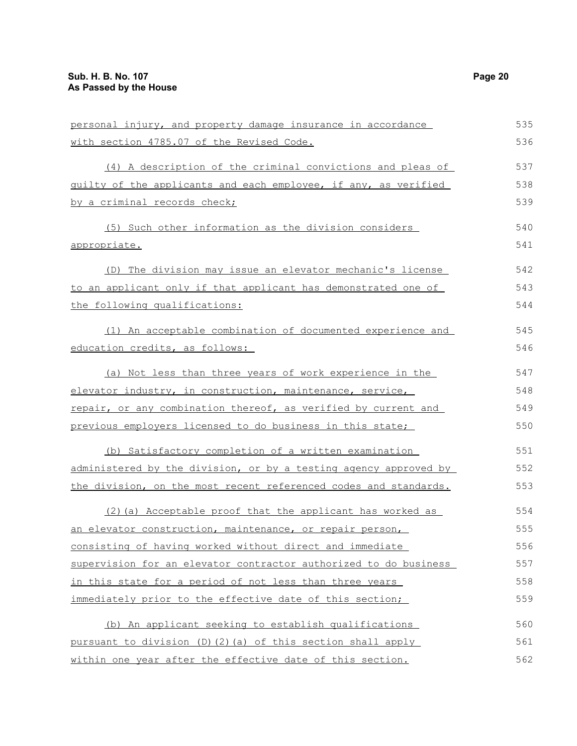personal injury, and property damage insurance in accordance with section 4785.07 of the Revised Code.

(4) A description of the criminal convictions and pleas of guilty of the applicants and each employee, if any, as verified by a criminal records check;

(5) Such other information as the division considers appropriate.

(D) The division may issue an elevator mechanic's license to an applicant only if that applicant has demonstrated one of the following qualifications:

(1) An acceptable combination of documented experience and education credits, as follows:

(a) Not less than three years of work experience in the elevator industry, in construction, maintenance, service, repair, or any combination thereof, as verified by current and previous employers licensed to do business in this state;

(b) Satisfactory completion of a written examination administered by the division, or by a testing agency approved by the division, on the most recent referenced codes and standards.

(2)(a) Acceptable proof that the applicant has worked as an elevator construction, maintenance, or repair person, consisting of having worked without direct and immediate supervision for an elevator contractor authorized to do business in this state for a period of not less than three years immediately prior to the effective date of this section;

(b) An applicant seeking to establish qualifications pursuant to division (D)(2)(a) of this section shall apply within one year after the effective date of this section.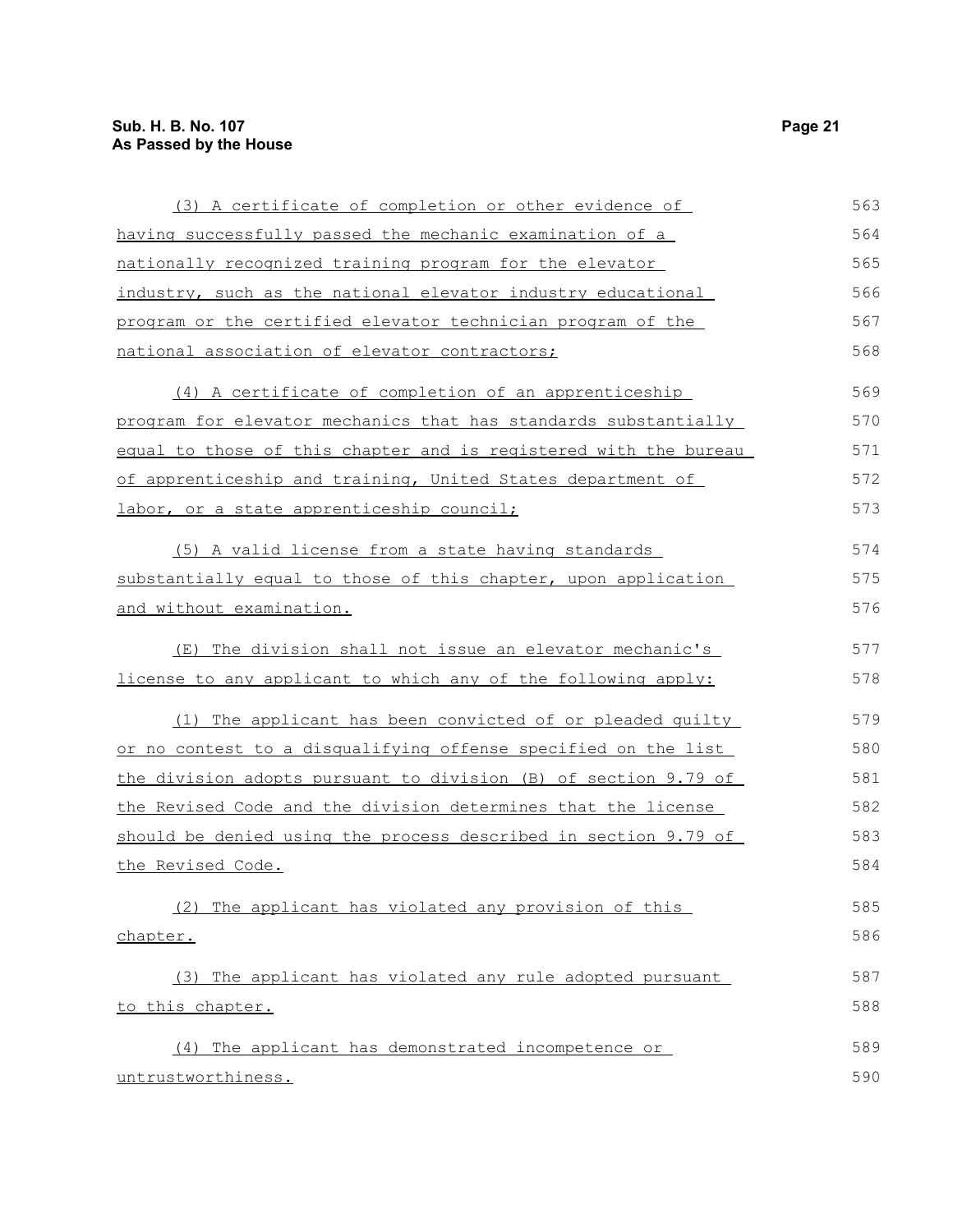(3) A certificate of completion or other evidence of having successfully passed the mechanic examination of a nationally recognized training program for the elevator industry, such as the national elevator industry educational program or the certified elevator technician program of the national association of elevator contractors;

(4) A certificate of completion of an apprenticeship program for elevator mechanics that has standards substantially equal to those of this chapter and is registered with the bureau of apprenticeship and training, United States department of labor, or a state apprenticeship council;

(5) A valid license from a state having standards substantially equal to those of this chapter, upon application and without examination.

(E) The division shall not issue an elevator mechanic's license to any applicant to which any of the following apply:

(1) The applicant has been convicted of or pleaded guilty or no contest to a disqualifying offense specified on the list the division adopts pursuant to division (B) of section 9.79 of the Revised Code and the division determines that the license should be denied using the process described in section 9.79 of the Revised Code.

(2) The applicant has violated any provision of this chapter.

(3) The applicant has violated any rule adopted pursuant to this chapter.

(4) The applicant has demonstrated incompetence or untrustworthiness.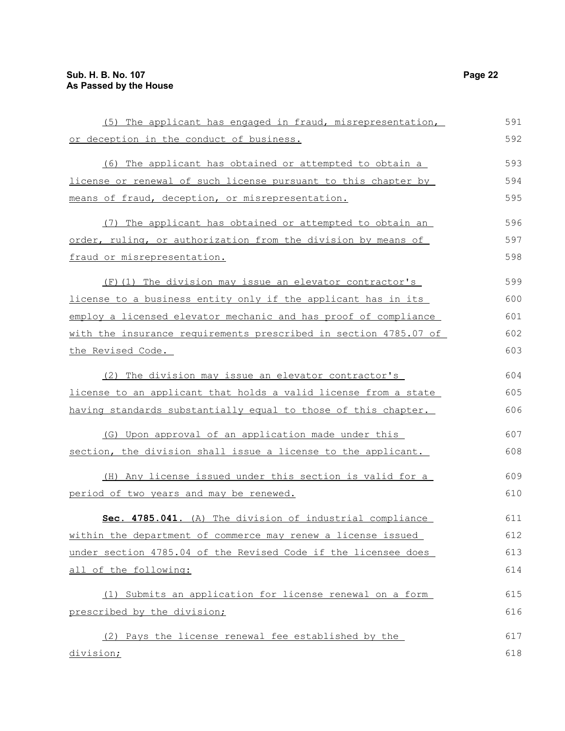(5) The applicant has engaged in fraud, misrepresentation, or deception in the conduct of business.

(6) The applicant has obtained or attempted to obtain a license or renewal of such license pursuant to this chapter by means of fraud, deception, or misrepresentation.

(7) The applicant has obtained or attempted to obtain an order, ruling, or authorization from the division by means of fraud or misrepresentation.

(F)(1) The division may issue an elevator contractor's license to a business entity only if the applicant has in its employ a licensed elevator mechanic and has proof of compliance with the insurance requirements prescribed in section 4785.07 of the Revised Code.

(2) The division may issue an elevator contractor's license to an applicant that holds a valid license from a state having standards substantially equal to those of this chapter.

(G) Upon approval of an application made under this section, the division shall issue a license to the applicant.

(H) Any license issued under this section is valid for a period of two years and may be renewed.

**Sec. 4785.041.** (A) The division of industrial compliance within the department of commerce may renew a license issued under section 4785.04 of the Revised Code if the licensee does all of the following:

(1) Submits an application for license renewal on a form prescribed by the division;

(2) Pays the license renewal fee established by the division;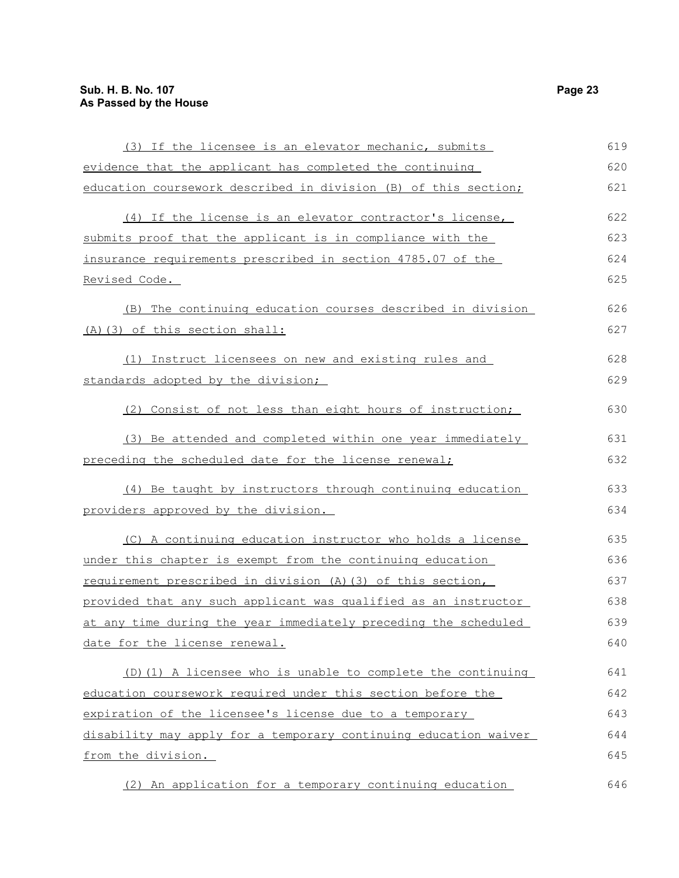(3) If the licensee is an elevator mechanic, submits evidence that the applicant has completed the continuing education coursework described in division (B) of this section;

(4) If the license is an elevator contractor's license, submits proof that the applicant is in compliance with the insurance requirements prescribed in section 4785.07 of the Revised Code.

(B) The continuing education courses described in division (A)(3) of this section shall:

(1) Instruct licensees on new and existing rules and standards adopted by the division;

(2) Consist of not less than eight hours of instruction;

(3) Be attended and completed within one year immediately preceding the scheduled date for the license renewal;

(4) Be taught by instructors through continuing education providers approved by the division.

(C) A continuing education instructor who holds a license under this chapter is exempt from the continuing education requirement prescribed in division (A)(3) of this section, provided that any such applicant was qualified as an instructor at any time during the year immediately preceding the scheduled date for the license renewal.

(D)(1) A licensee who is unable to complete the continuing education coursework required under this section before the expiration of the licensee's license due to a temporary disability may apply for a temporary continuing education waiver from the division.

(2) An application for a temporary continuing education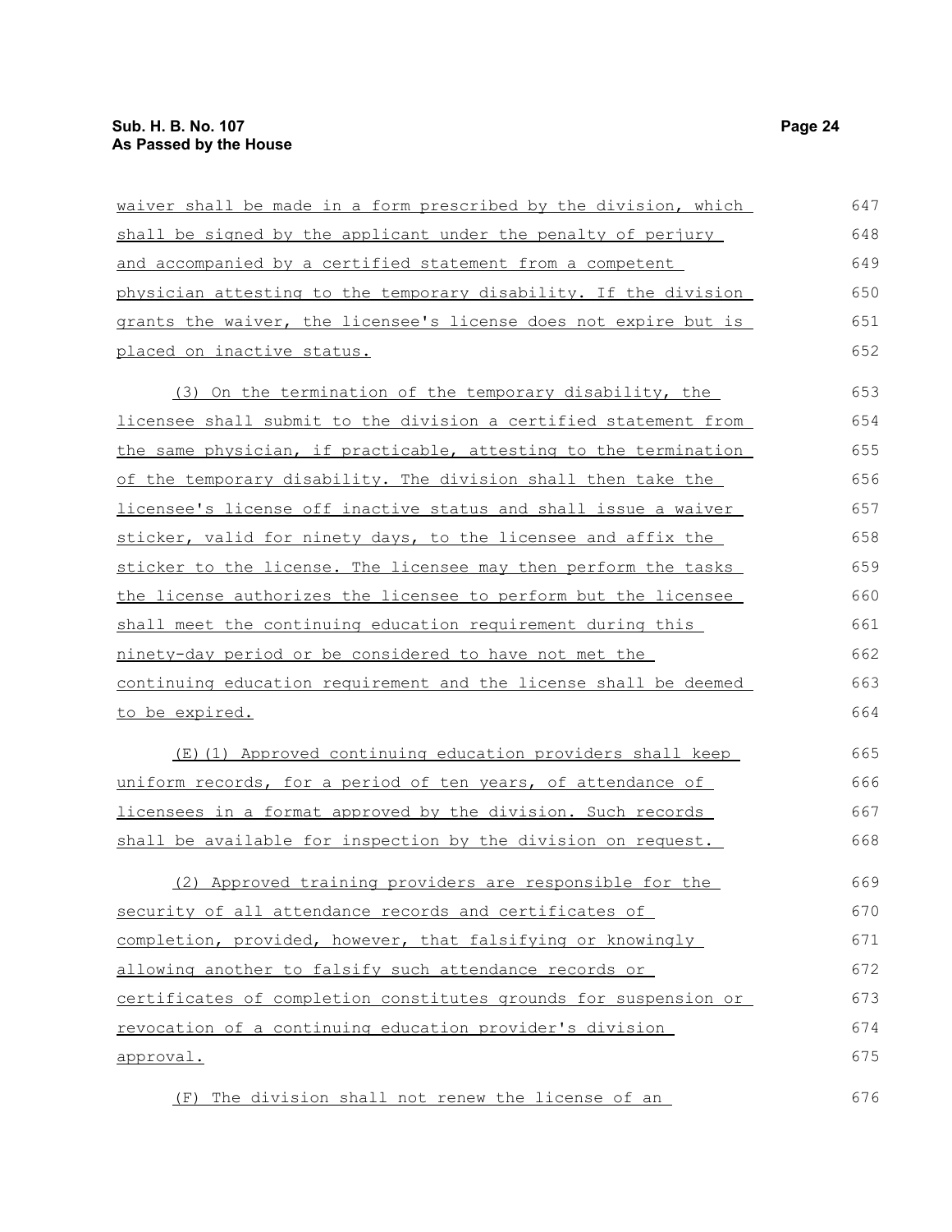waiver shall be made in a form prescribed by the division, which shall be signed by the applicant under the penalty of perjury and accompanied by a certified statement from a competent physician attesting to the temporary disability. If the division grants the waiver, the licensee's license does not expire but is placed on inactive status.

(3) On the termination of the temporary disability, the licensee shall submit to the division a certified statement from the same physician, if practicable, attesting to the termination of the temporary disability. The division shall then take the licensee's license off inactive status and shall issue a waiver sticker, valid for ninety days, to the licensee and affix the sticker to the license. The licensee may then perform the tasks the license authorizes the licensee to perform but the licensee shall meet the continuing education requirement during this ninety-day period or be considered to have not met the continuing education requirement and the license shall be deemed to be expired.

(E)(1) Approved continuing education providers shall keep uniform records, for a period of ten years, of attendance of licensees in a format approved by the division. Such records shall be available for inspection by the division on request.

(2) Approved training providers are responsible for the security of all attendance records and certificates of completion, provided, however, that falsifying or knowingly allowing another to falsify such attendance records or certificates of completion constitutes grounds for suspension or revocation of a continuing education provider's division approval.

(F) The division shall not renew the license of an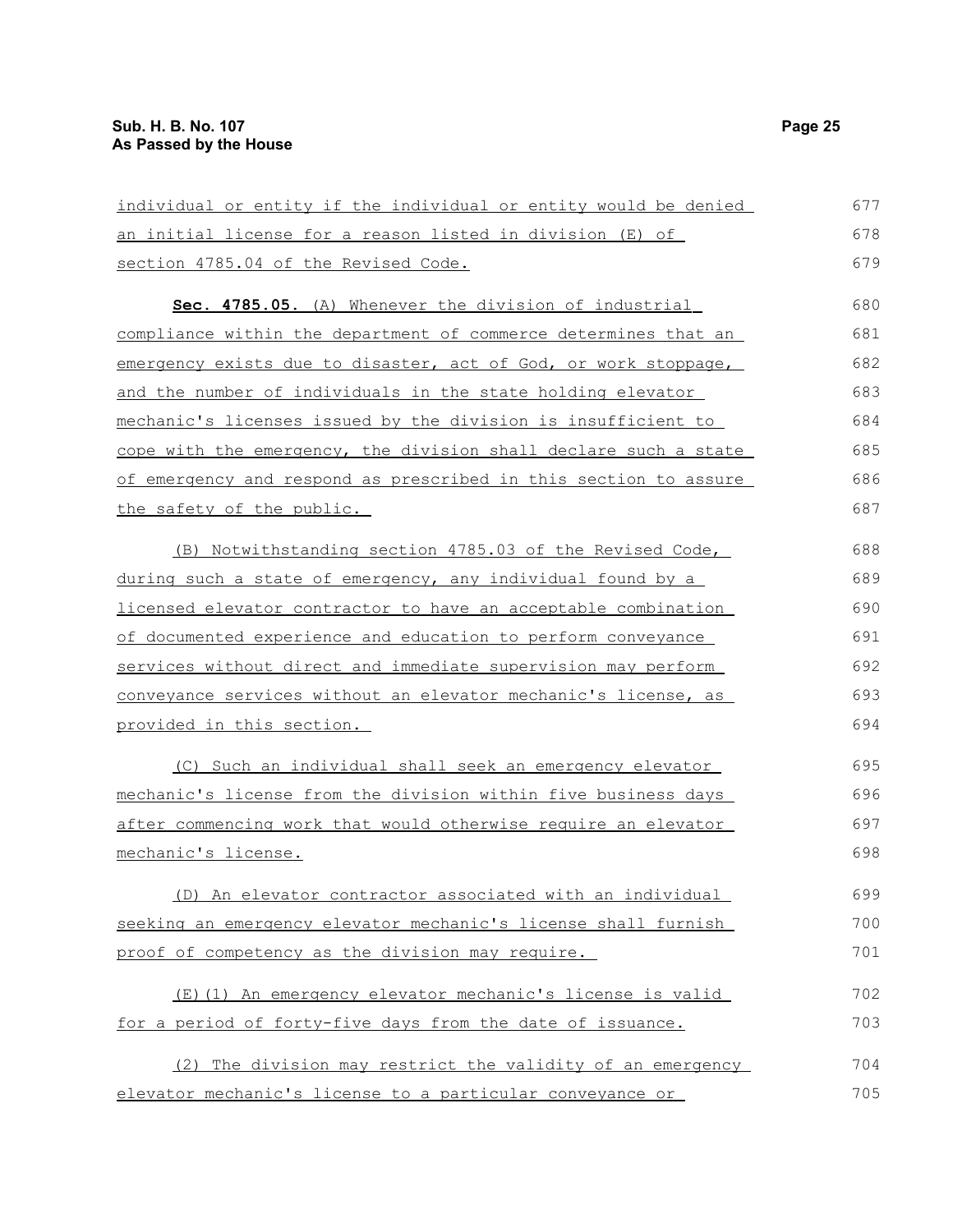individual or entity if the individual or entity would be denied an initial license for a reason listed in division (E) of section 4785.04 of the Revised Code.

**Sec. 4785.05.** (A) Whenever the division of industrial compliance within the department of commerce determines that an emergency exists due to disaster, act of God, or work stoppage, and the number of individuals in the state holding elevator mechanic's licenses issued by the division is insufficient to cope with the emergency, the division shall declare such a state of emergency and respond as prescribed in this section to assure the safety of the public.

(B) Notwithstanding section 4785.03 of the Revised Code, during such a state of emergency, any individual found by a licensed elevator contractor to have an acceptable combination of documented experience and education to perform conveyance services without direct and immediate supervision may perform conveyance services without an elevator mechanic's license, as provided in this section.

(C) Such an individual shall seek an emergency elevator mechanic's license from the division within five business days after commencing work that would otherwise require an elevator mechanic's license.

(D) An elevator contractor associated with an individual seeking an emergency elevator mechanic's license shall furnish proof of competency as the division may require.

(E)(1) An emergency elevator mechanic's license is valid for a period of forty-five days from the date of issuance.

(2) The division may restrict the validity of an emergency elevator mechanic's license to a particular conveyance or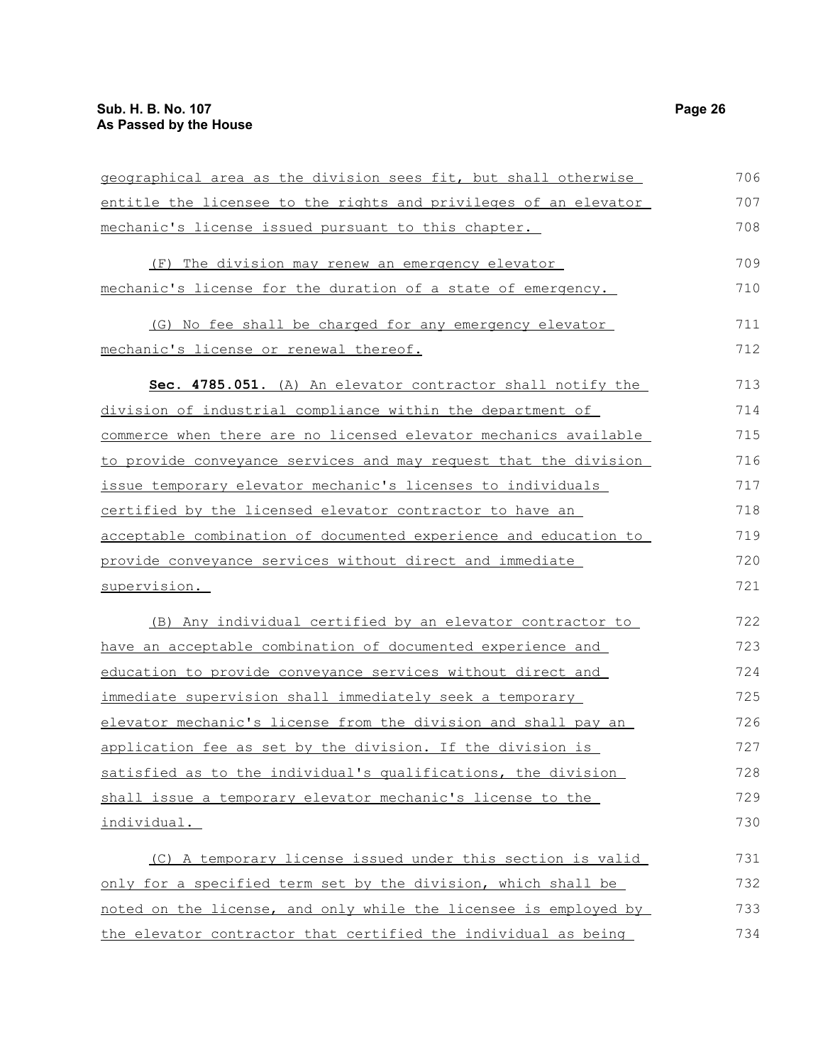geographical area as the division sees fit, but shall otherwise entitle the licensee to the rights and privileges of an elevator mechanic's license issued pursuant to this chapter.

(F) The division may renew an emergency elevator mechanic's license for the duration of a state of emergency.

(G) No fee shall be charged for any emergency elevator mechanic's license or renewal thereof.

**Sec. 4785.051.** (A) An elevator contractor shall notify the division of industrial compliance within the department of commerce when there are no licensed elevator mechanics available to provide conveyance services and may request that the division issue temporary elevator mechanic's licenses to individuals certified by the licensed elevator contractor to have an acceptable combination of documented experience and education to provide conveyance services without direct and immediate supervision.

(B) Any individual certified by an elevator contractor to have an acceptable combination of documented experience and education to provide conveyance services without direct and immediate supervision shall immediately seek a temporary elevator mechanic's license from the division and shall pay an application fee as set by the division. If the division is satisfied as to the individual's qualifications, the division shall issue a temporary elevator mechanic's license to the individual.

(C) A temporary license issued under this section is valid only for a specified term set by the division, which shall be noted on the license, and only while the licensee is employed by the elevator contractor that certified the individual as being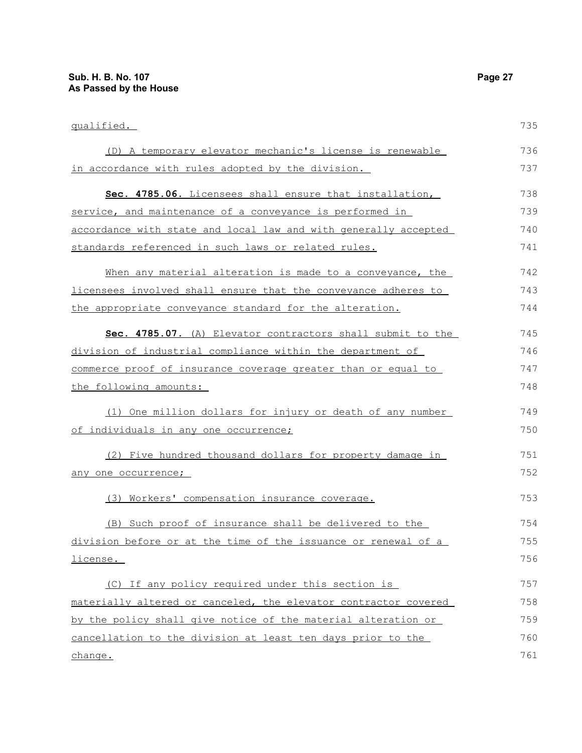qualified.

(D) A temporary elevator mechanic's license is renewable in accordance with rules adopted by the division.

**Sec. 4785.06.** Licensees shall ensure that installation, service, and maintenance of a conveyance is performed in accordance with state and local law and with generally accepted standards referenced in such laws or related rules.

When any material alteration is made to a conveyance, the licensees involved shall ensure that the conveyance adheres to the appropriate conveyance standard for the alteration.

**Sec. 4785.07.** (A) Elevator contractors shall submit to the division of industrial compliance within the department of commerce proof of insurance coverage greater than or equal to the following amounts:

(1) One million dollars for injury or death of any number of individuals in any one occurrence;

(2) Five hundred thousand dollars for property damage in any one occurrence;

(3) Workers' compensation insurance coverage.

(B) Such proof of insurance shall be delivered to the division before or at the time of the issuance or renewal of a license.

(C) If any policy required under this section is materially altered or canceled, the elevator contractor covered by the policy shall give notice of the material alteration or cancellation to the division at least ten days prior to the change.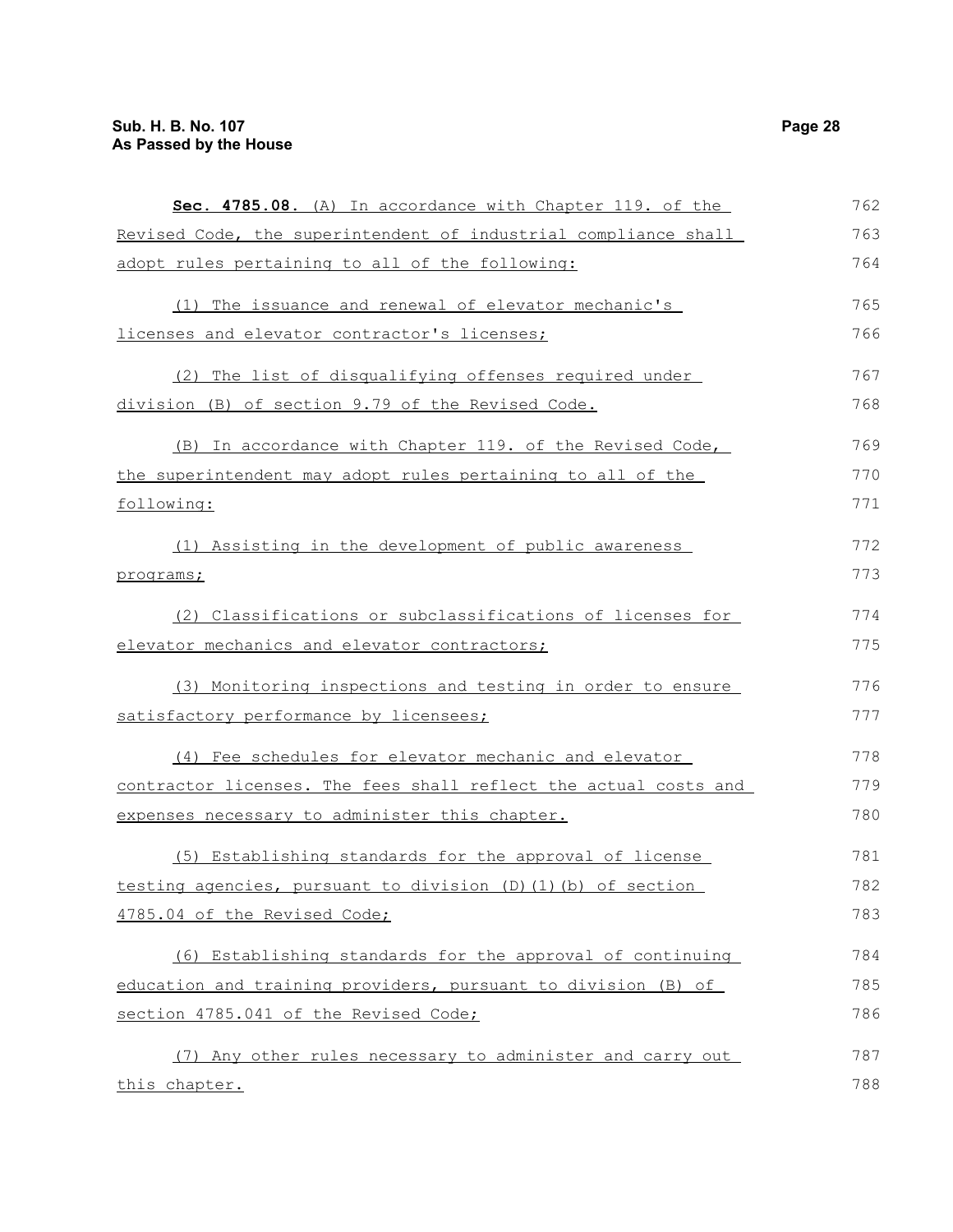**Sec. 4785.08.** (A) In accordance with Chapter 119. of the Revised Code, the superintendent of industrial compliance shall adopt rules pertaining to all of the following:

(1) The issuance and renewal of elevator mechanic's licenses and elevator contractor's licenses;

(2) The list of disqualifying offenses required under division (B) of section 9.79 of the Revised Code.

(B) In accordance with Chapter 119. of the Revised Code, the superintendent may adopt rules pertaining to all of the following:

(1) Assisting in the development of public awareness programs;

(2) Classifications or subclassifications of licenses for elevator mechanics and elevator contractors;

(3) Monitoring inspections and testing in order to ensure satisfactory performance by licensees;

(4) Fee schedules for elevator mechanic and elevator contractor licenses. The fees shall reflect the actual costs and expenses necessary to administer this chapter.

(5) Establishing standards for the approval of license testing agencies, pursuant to division (D)(1)(b) of section 4785.04 of the Revised Code;

(6) Establishing standards for the approval of continuing education and training providers, pursuant to division (B) of section 4785.041 of the Revised Code;

(7) Any other rules necessary to administer and carry out this chapter.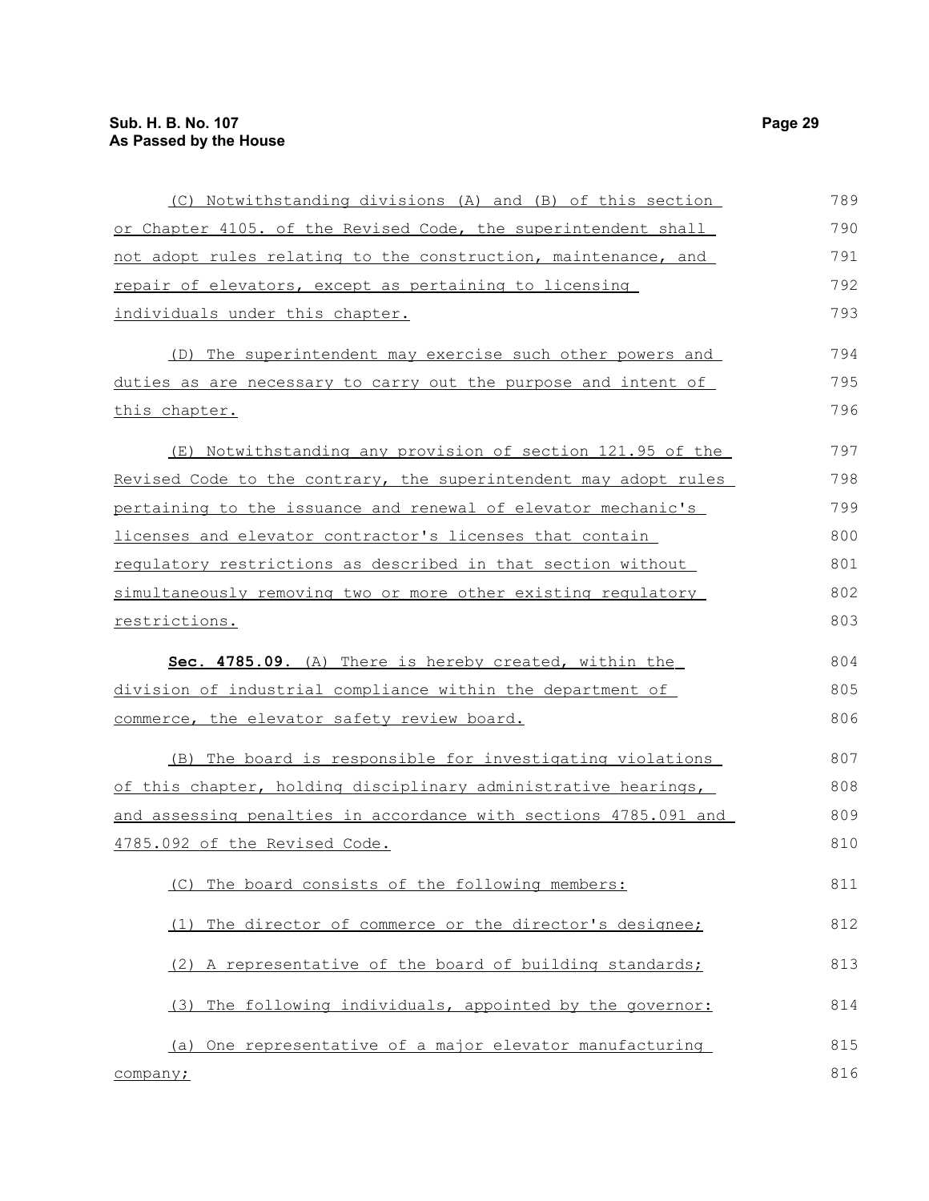(C) Notwithstanding divisions (A) and (B) of this section or Chapter 4105. of the Revised Code, the superintendent shall not adopt rules relating to the construction, maintenance, and repair of elevators, except as pertaining to licensing individuals under this chapter.

(D) The superintendent may exercise such other powers and duties as are necessary to carry out the purpose and intent of this chapter.

(E) Notwithstanding any provision of section 121.95 of the Revised Code to the contrary, the superintendent may adopt rules pertaining to the issuance and renewal of elevator mechanic's licenses and elevator contractor's licenses that contain regulatory restrictions as described in that section without simultaneously removing two or more other existing regulatory restrictions.

**Sec. 4785.09.** (A) There is hereby created, within the division of industrial compliance within the department of commerce, the elevator safety review board.

(B) The board is responsible for investigating violations of this chapter, holding disciplinary administrative hearings, and assessing penalties in accordance with sections 4785.091 and 4785.092 of the Revised Code.

(C) The board consists of the following members:

(1) The director of commerce or the director's designee;

(2) A representative of the board of building standards;

(3) The following individuals, appointed by the governor:

(a) One representative of a major elevator manufacturing company;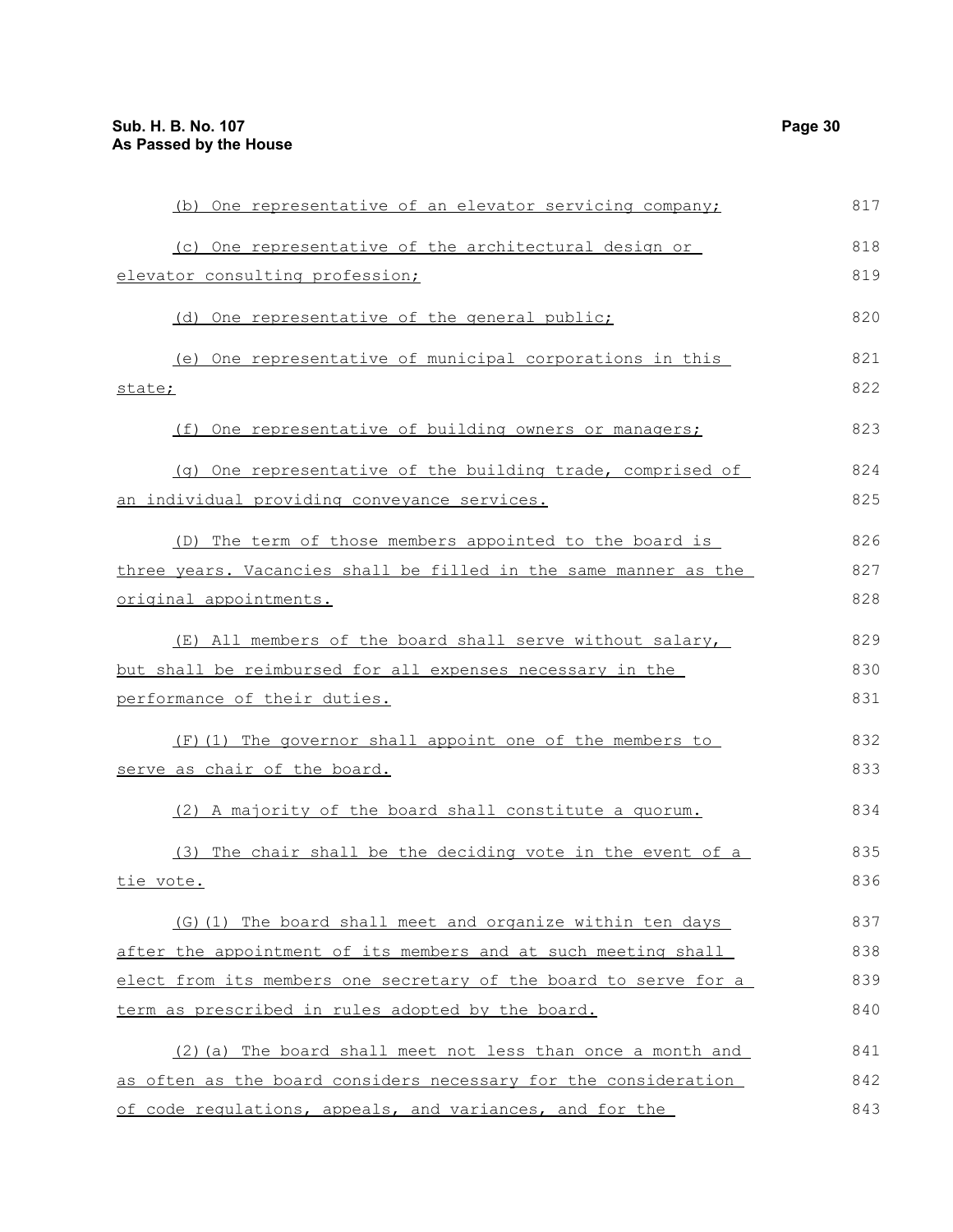(b) One representative of an elevator servicing company;

(c) One representative of the architectural design or elevator consulting profession;

(d) One representative of the general public;

(e) One representative of municipal corporations in this state;

(f) One representative of building owners or managers;

(g) One representative of the building trade, comprised of an individual providing conveyance services.

(D) The term of those members appointed to the board is three years. Vacancies shall be filled in the same manner as the original appointments.

(E) All members of the board shall serve without salary, but shall be reimbursed for all expenses necessary in the performance of their duties.

(F)(1) The governor shall appoint one of the members to serve as chair of the board.

(2) A majority of the board shall constitute a quorum.

(3) The chair shall be the deciding vote in the event of a tie vote.

(G)(1) The board shall meet and organize within ten days after the appointment of its members and at such meeting shall elect from its members one secretary of the board to serve for a term as prescribed in rules adopted by the board.

(2)(a) The board shall meet not less than once a month and as often as the board considers necessary for the consideration of code regulations, appeals, and variances, and for the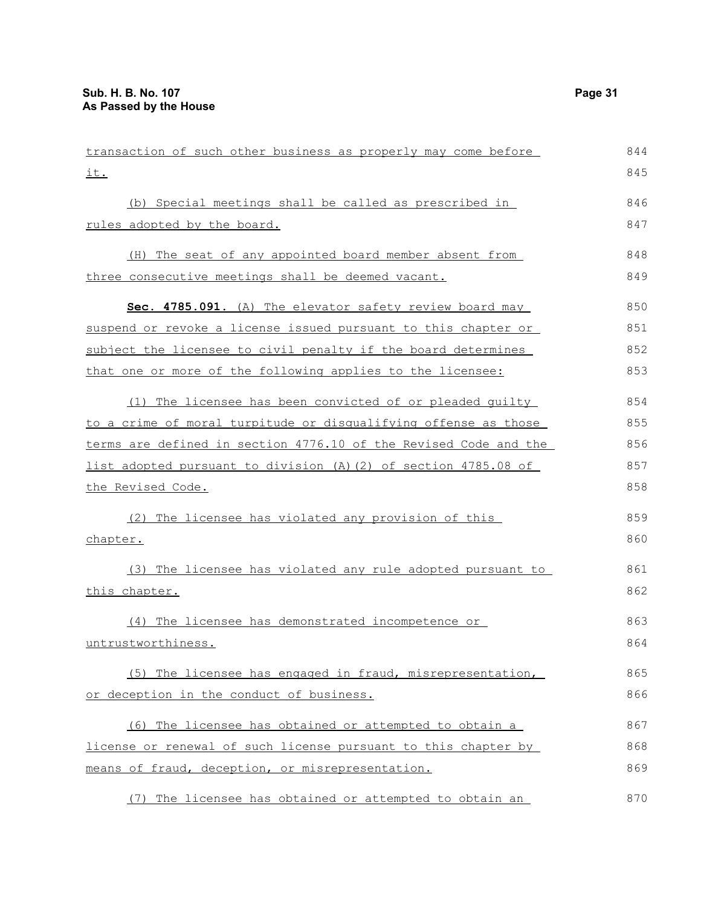transaction of such other business as properly may come before it.

(b) Special meetings shall be called as prescribed in rules adopted by the board.

(H) The seat of any appointed board member absent from three consecutive meetings shall be deemed vacant.

**Sec. 4785.091.** (A) The elevator safety review board may suspend or revoke a license issued pursuant to this chapter or subject the licensee to civil penalty if the board determines that one or more of the following applies to the licensee:

(1) The licensee has been convicted of or pleaded guilty to a crime of moral turpitude or disqualifying offense as those terms are defined in section 4776.10 of the Revised Code and the list adopted pursuant to division (A)(2) of section 4785.08 of the Revised Code.

(2) The licensee has violated any provision of this chapter.

(3) The licensee has violated any rule adopted pursuant to this chapter.

(4) The licensee has demonstrated incompetence or untrustworthiness.

(5) The licensee has engaged in fraud, misrepresentation, or deception in the conduct of business.

(6) The licensee has obtained or attempted to obtain a license or renewal of such license pursuant to this chapter by means of fraud, deception, or misrepresentation.

(7) The licensee has obtained or attempted to obtain an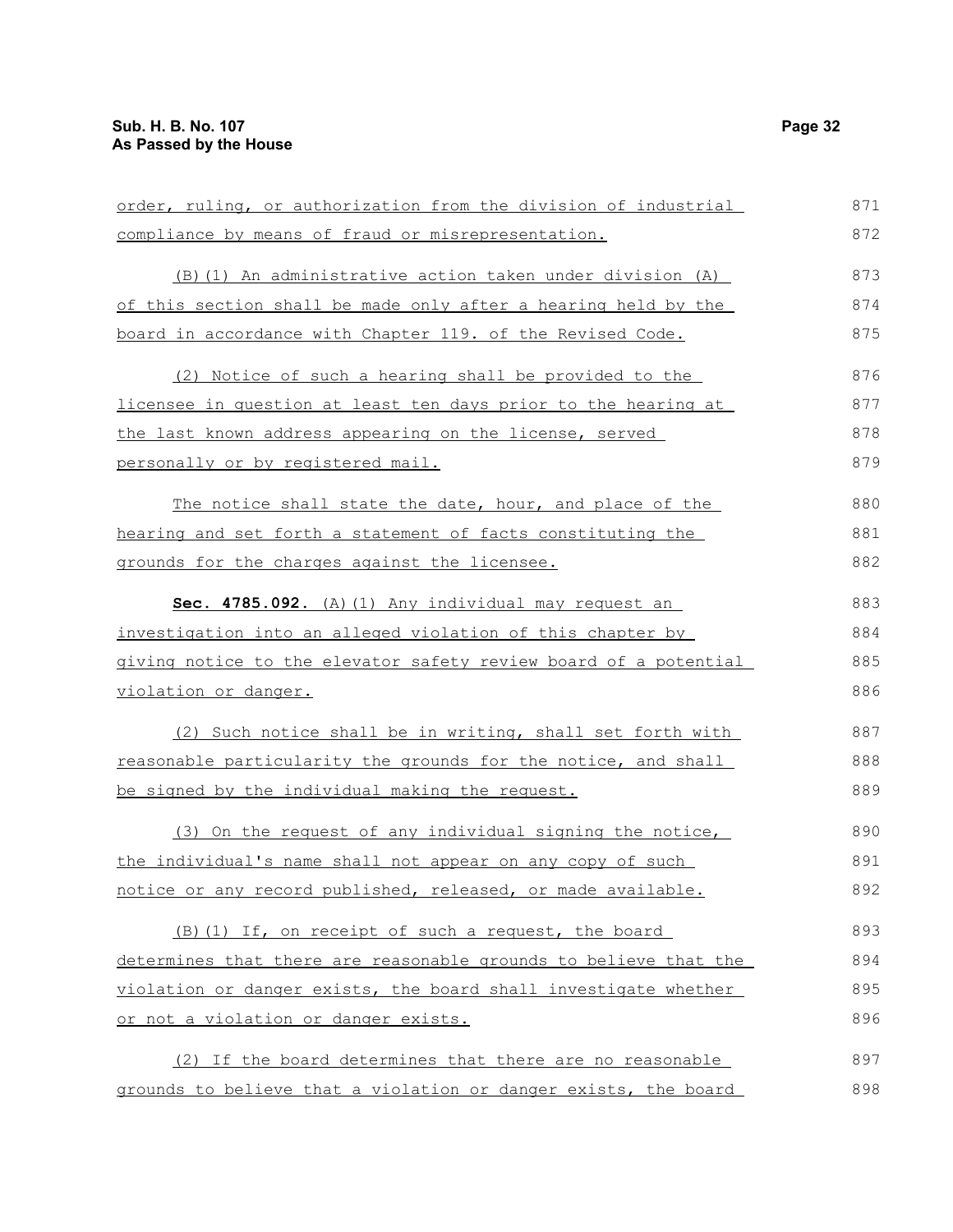order, ruling, or authorization from the division of industrial compliance by means of fraud or misrepresentation.

(B)(1) An administrative action taken under division (A) of this section shall be made only after a hearing held by the board in accordance with Chapter 119. of the Revised Code.

(2) Notice of such a hearing shall be provided to the licensee in question at least ten days prior to the hearing at the last known address appearing on the license, served personally or by registered mail.

The notice shall state the date, hour, and place of the hearing and set forth a statement of facts constituting the grounds for the charges against the licensee.

**Sec. 4785.092.** (A)(1) Any individual may request an investigation into an alleged violation of this chapter by giving notice to the elevator safety review board of a potential violation or danger.

(2) Such notice shall be in writing, shall set forth with reasonable particularity the grounds for the notice, and shall be signed by the individual making the request.

(3) On the request of any individual signing the notice, the individual's name shall not appear on any copy of such notice or any record published, released, or made available.

(B)(1) If, on receipt of such a request, the board determines that there are reasonable grounds to believe that the violation or danger exists, the board shall investigate whether or not a violation or danger exists.

(2) If the board determines that there are no reasonable grounds to believe that a violation or danger exists, the board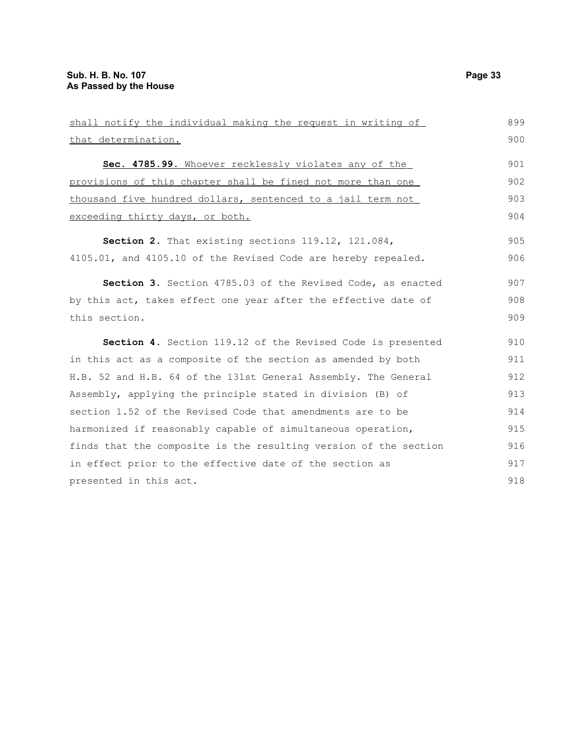shall notify the individual making the request in writing of that determination.

**Sec. 4785.99.** Whoever recklessly violates any of the provisions of this chapter shall be fined not more than one thousand five hundred dollars, sentenced to a jail term not exceeding thirty days, or both.

**Section 2.** That existing sections 119.12, 121.084, 4105.01, and 4105.10 of the Revised Code are hereby repealed.

**Section 3.** Section 4785.03 of the Revised Code, as enacted by this act, takes effect one year after the effective date of this section.

**Section 4.** Section 119.12 of the Revised Code is presented in this act as a composite of the section as amended by both H.B. 52 and H.B. 64 of the 131st General Assembly. The General Assembly, applying the principle stated in division (B) of section 1.52 of the Revised Code that amendments are to be harmonized if reasonably capable of simultaneous operation, finds that the composite is the resulting version of the section in effect prior to the effective date of the section as presented in this act.